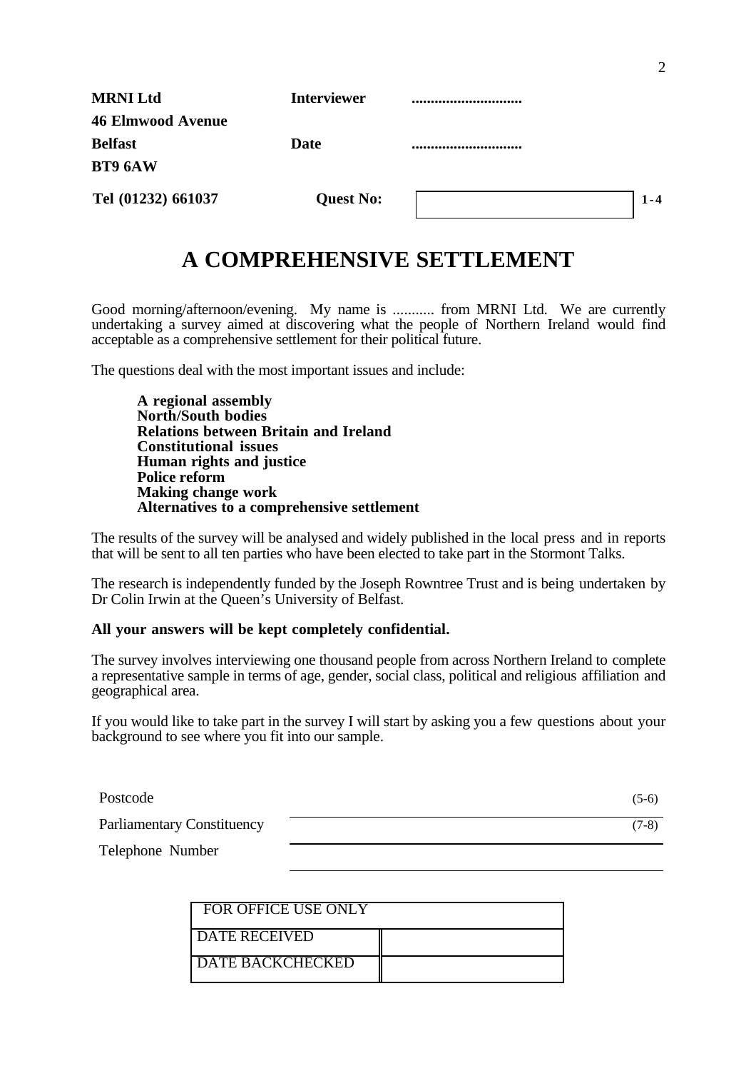| | | | |
|---|---|---|---|
| **MRNI Ltd** | **Interviewer** | ............................ | |
| **46 Elmwood Avenue** | | | |
| **Belfast** | **Date** | ............................ | |
| **BT9 6AW** | | | |
| **Tel (01232) 661037** | **Quest No:** | | **1-4** |

# A COMPREHENSIVE SETTLEMENT

Good morning/afternoon/evening. My name is ........... from MRNI Ltd. We are currently undertaking a survey aimed at discovering what the people of Northern Ireland would find acceptable as a comprehensive settlement for their political future.

The questions deal with the most important issues and include:

**A regional assembly**
**North/South bodies**
**Relations between Britain and Ireland**
**Constitutional issues**
**Human rights and justice**
**Police reform**
**Making change work**
**Alternatives to a comprehensive settlement**

The results of the survey will be analysed and widely published in the local press and in reports that will be sent to all ten parties who have been elected to take part in the Stormont Talks.

The research is independently funded by the Joseph Rowntree Trust and is being undertaken by Dr Colin Irwin at the Queen's University of Belfast.

**All your answers will be kept completely confidential.**

The survey involves interviewing one thousand people from across Northern Ireland to complete a representative sample in terms of age, gender, social class, political and religious affiliation and geographical area.

If you would like to take part in the survey I will start by asking you a few questions about your background to see where you fit into our sample.

| | | |
|---|---|---|
| Postcode | | (5-6) |
| Parliamentary Constituency | | (7-8) |
| Telephone Number | | |

| FOR OFFICE USE ONLY | |
|---|---|
| DATE RECEIVED | |
| DATE BACKCHECKED | |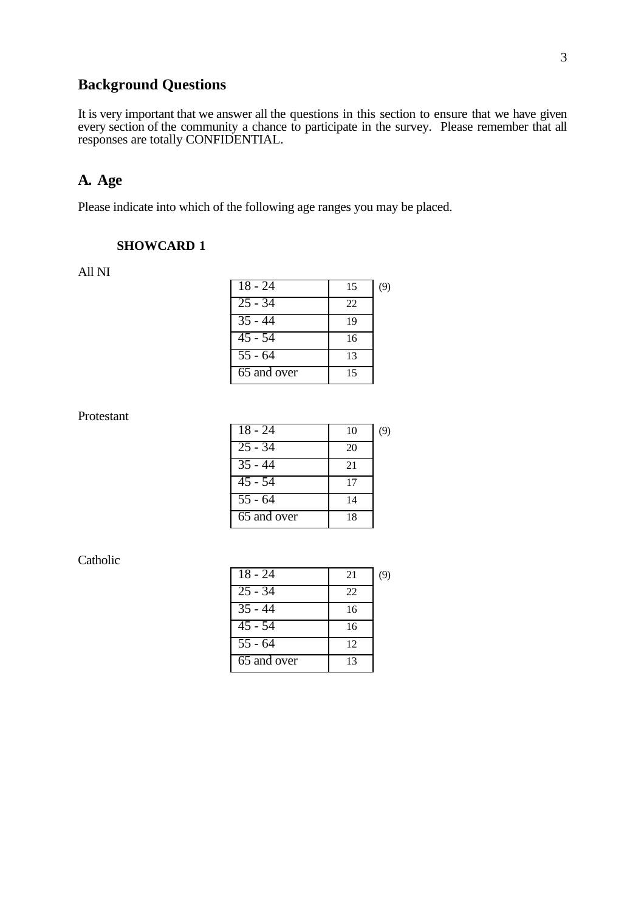## Background Questions

It is very important that we answer all the questions in this section to ensure that we have given every section of the community a chance to participate in the survey. Please remember that all responses are totally CONFIDENTIAL.

## A. Age

Please indicate into which of the following age ranges you may be placed.

**SHOWCARD 1**

All NI

| | | |
|---|---|---|
| 18 - 24 | 15 | (9) |
| 25 - 34 | 22 | |
| 35 - 44 | 19 | |
| 45 - 54 | 16 | |
| 55 - 64 | 13 | |
| 65 and over | 15 | |

Protestant

| | | |
|---|---|---|
| 18 - 24 | 10 | (9) |
| 25 - 34 | 20 | |
| 35 - 44 | 21 | |
| 45 - 54 | 17 | |
| 55 - 64 | 14 | |
| 65 and over | 18 | |

Catholic

| | | |
|---|---|---|
| 18 - 24 | 21 | (9) |
| 25 - 34 | 22 | |
| 35 - 44 | 16 | |
| 45 - 54 | 16 | |
| 55 - 64 | 12 | |
| 65 and over | 13 | |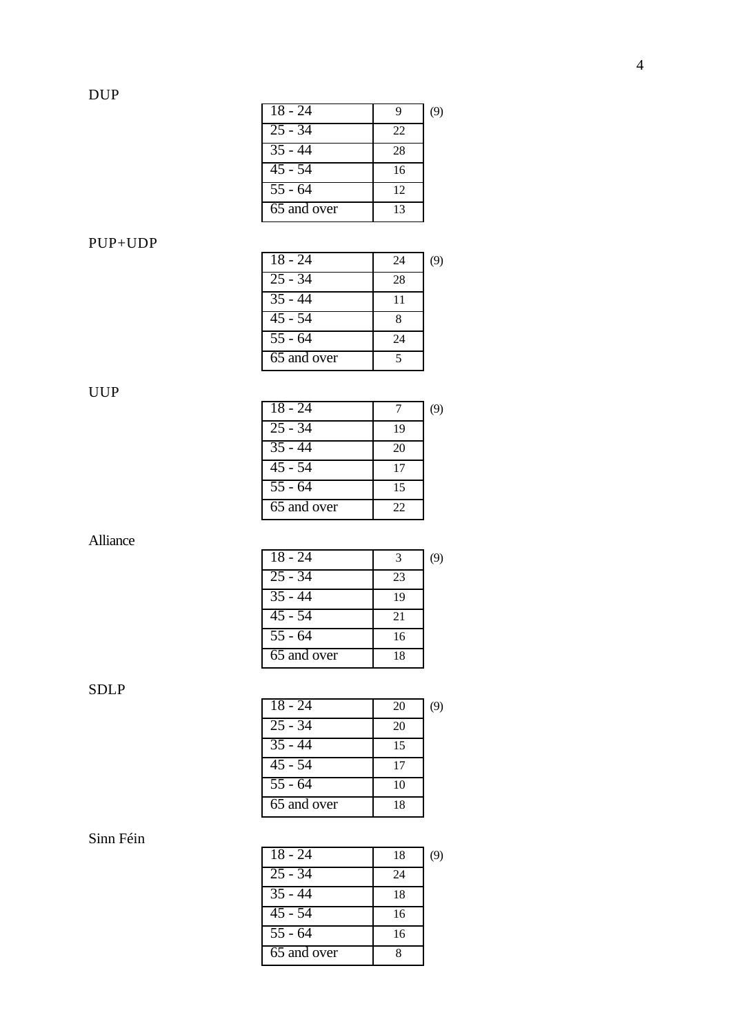DUP

| | | |
|---|---|---|
| 18 - 24 | 9 | (9) |
| 25 - 34 | 22 | |
| 35 - 44 | 28 | |
| 45 - 54 | 16 | |
| 55 - 64 | 12 | |
| 65 and over | 13 | |

PUP+UDP

| | | |
|---|---|---|
| 18 - 24 | 24 | (9) |
| 25 - 34 | 28 | |
| 35 - 44 | 11 | |
| 45 - 54 | 8 | |
| 55 - 64 | 24 | |
| 65 and over | 5 | |

UUP

| | | |
|---|---|---|
| 18 - 24 | 7 | (9) |
| 25 - 34 | 19 | |
| 35 - 44 | 20 | |
| 45 - 54 | 17 | |
| 55 - 64 | 15 | |
| 65 and over | 22 | |

Alliance

| | | |
|---|---|---|
| 18 - 24 | 3 | (9) |
| 25 - 34 | 23 | |
| 35 - 44 | 19 | |
| 45 - 54 | 21 | |
| 55 - 64 | 16 | |
| 65 and over | 18 | |

SDLP

| | | |
|---|---|---|
| 18 - 24 | 20 | (9) |
| 25 - 34 | 20 | |
| 35 - 44 | 15 | |
| 45 - 54 | 17 | |
| 55 - 64 | 10 | |
| 65 and over | 18 | |

Sinn Féin

| | | |
|---|---|---|
| 18 - 24 | 18 | (9) |
| 25 - 34 | 24 | |
| 35 - 44 | 18 | |
| 45 - 54 | 16 | |
| 55 - 64 | 16 | |
| 65 and over | 8 | |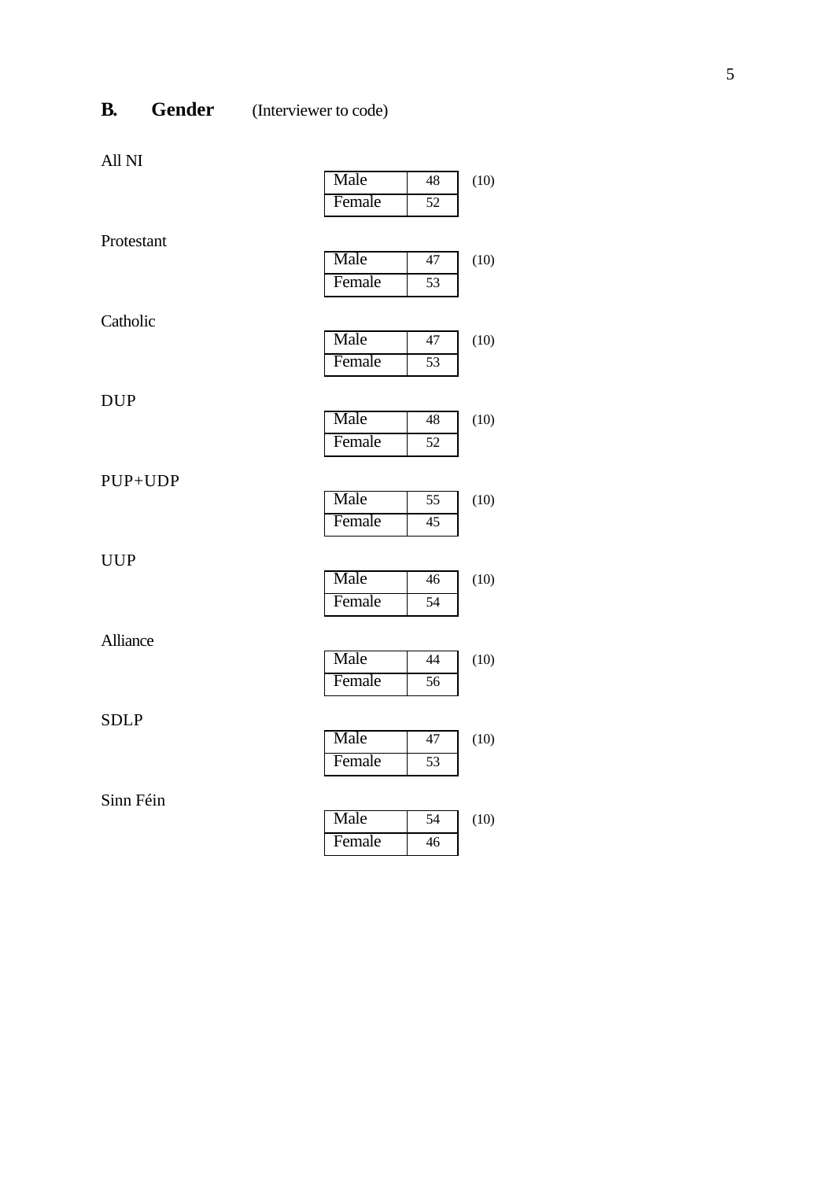## B. Gender (Interviewer to code)

All NI

| | | |
|---|---|---|
| Male | 48 | (10) |
| Female | 52 | |

Protestant

| | | |
|---|---|---|
| Male | 47 | (10) |
| Female | 53 | |

Catholic

| | | |
|---|---|---|
| Male | 47 | (10) |
| Female | 53 | |

DUP

| | | |
|---|---|---|
| Male | 48 | (10) |
| Female | 52 | |

PUP+UDP

| | | |
|---|---|---|
| Male | 55 | (10) |
| Female | 45 | |

UUP

| | | |
|---|---|---|
| Male | 46 | (10) |
| Female | 54 | |

Alliance

| | | |
|---|---|---|
| Male | 44 | (10) |
| Female | 56 | |

SDLP

| | | |
|---|---|---|
| Male | 47 | (10) |
| Female | 53 | |

Sinn Féin

| | | |
|---|---|---|
| Male | 54 | (10) |
| Female | 46 | |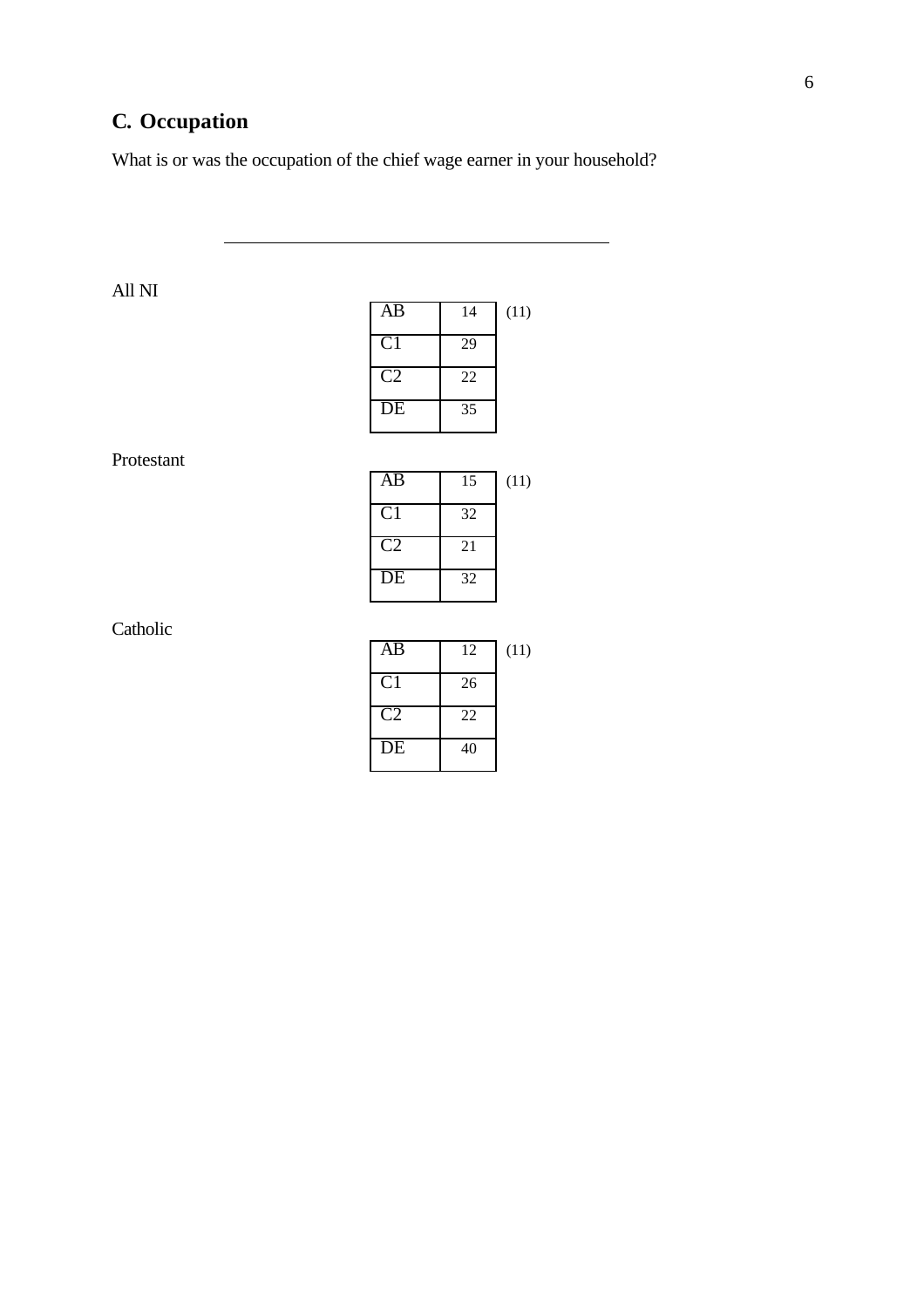## C. Occupation

What is or was the occupation of the chief wage earner in your household?

\_\_\_\_\_\_\_\_\_\_\_\_\_\_\_\_\_\_\_\_\_\_\_\_\_\_\_\_\_\_\_\_\_\_\_\_\_\_\_\_

All NI

| | | |
|---|---|---|
| AB | 14 | (11) |
| C1 | 29 | |
| C2 | 22 | |
| DE | 35 | |

Protestant

| | | |
|---|---|---|
| AB | 15 | (11) |
| C1 | 32 | |
| C2 | 21 | |
| DE | 32 | |

Catholic

| | | |
|---|---|---|
| AB | 12 | (11) |
| C1 | 26 | |
| C2 | 22 | |
| DE | 40 | |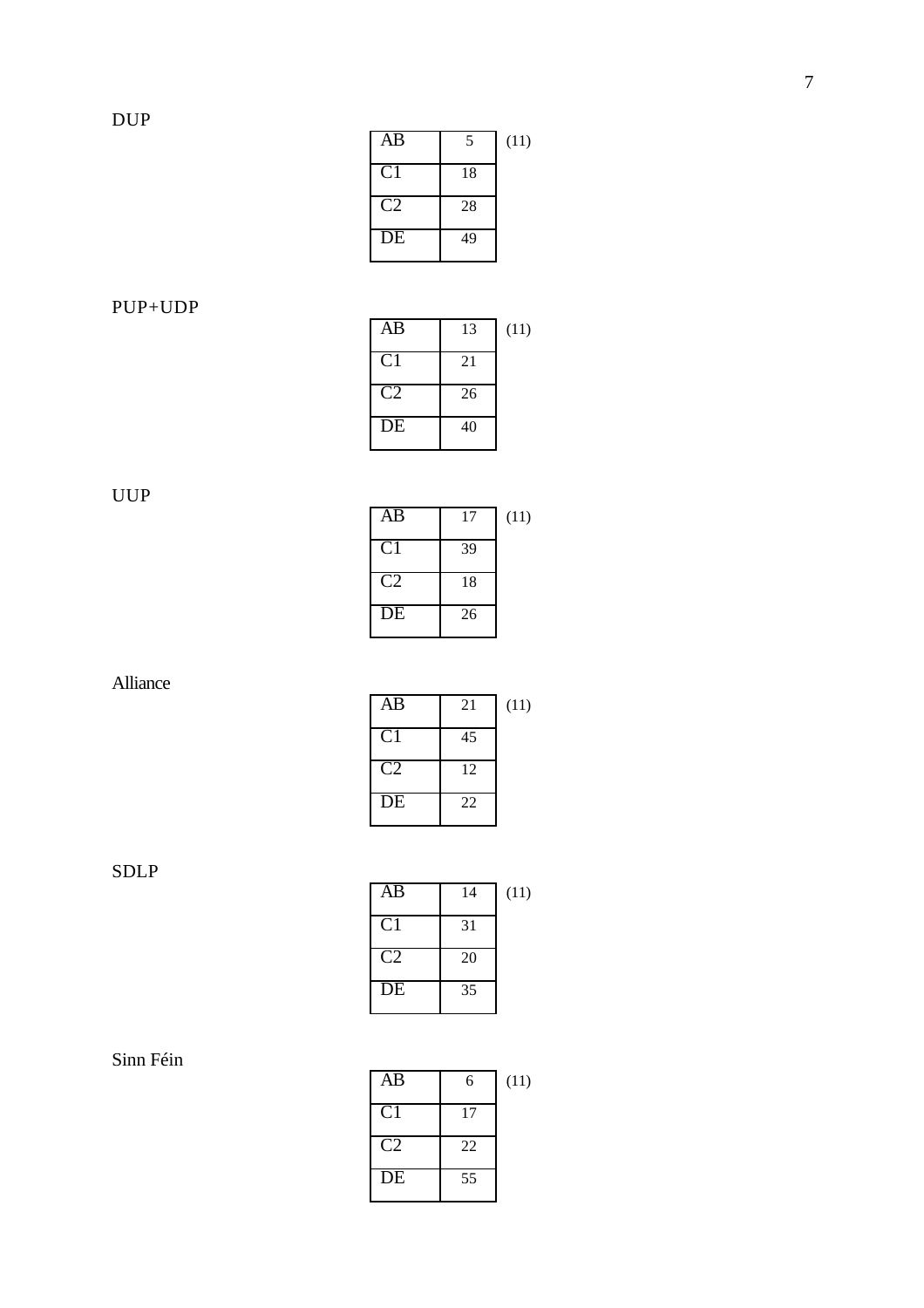DUP

| AB | 5 |
|---|---|
| C1 | 18 |
| C2 | 28 |
| DE | 49 |

(11)

PUP+UDP

| AB | 13 |
|---|---|
| C1 | 21 |
| C2 | 26 |
| DE | 40 |

(11)

UUP

| AB | 17 |
|---|---|
| C1 | 39 |
| C2 | 18 |
| DE | 26 |

(11)

Alliance

| AB | 21 |
|---|---|
| C1 | 45 |
| C2 | 12 |
| DE | 22 |

(11)

SDLP

| AB | 14 |
|---|---|
| C1 | 31 |
| C2 | 20 |
| DE | 35 |

(11)

Sinn Féin

| AB | 6 |
|---|---|
| C1 | 17 |
| C2 | 22 |
| DE | 55 |

(11)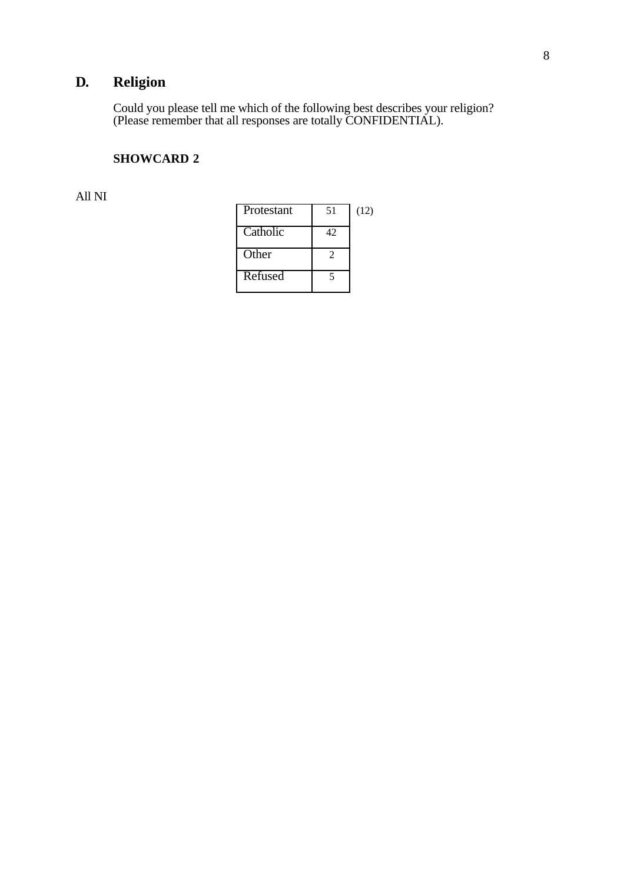## D. Religion

Could you please tell me which of the following best describes your religion?
(Please remember that all responses are totally CONFIDENTIAL).

**SHOWCARD 2**

All NI

| | | |
|---|---|---|
| Protestant | 51 | (12) |
| Catholic | 42 | |
| Other | 2 | |
| Refused | 5 | |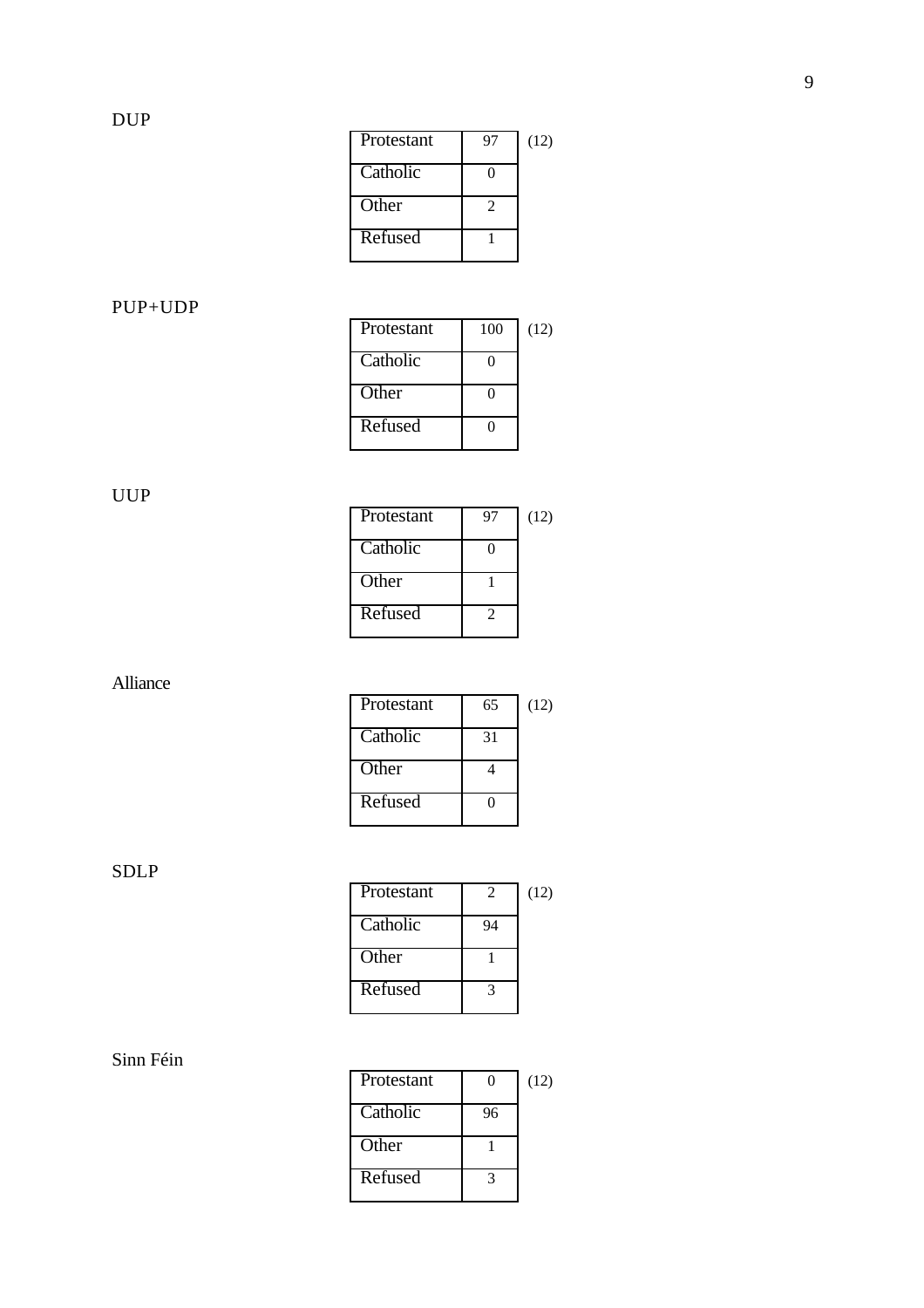DUP

| Protestant | 97 |
| --- | --- |
| Catholic | 0 |
| Other | 2 |
| Refused | 1 |

(12)

PUP+UDP

| Protestant | 100 |
| --- | --- |
| Catholic | 0 |
| Other | 0 |
| Refused | 0 |

(12)

UUP

| Protestant | 97 |
| --- | --- |
| Catholic | 0 |
| Other | 1 |
| Refused | 2 |

(12)

Alliance

| Protestant | 65 |
| --- | --- |
| Catholic | 31 |
| Other | 4 |
| Refused | 0 |

(12)

SDLP

| Protestant | 2 |
| --- | --- |
| Catholic | 94 |
| Other | 1 |
| Refused | 3 |

(12)

Sinn Féin

| Protestant | 0 |
| --- | --- |
| Catholic | 96 |
| Other | 1 |
| Refused | 3 |

(12)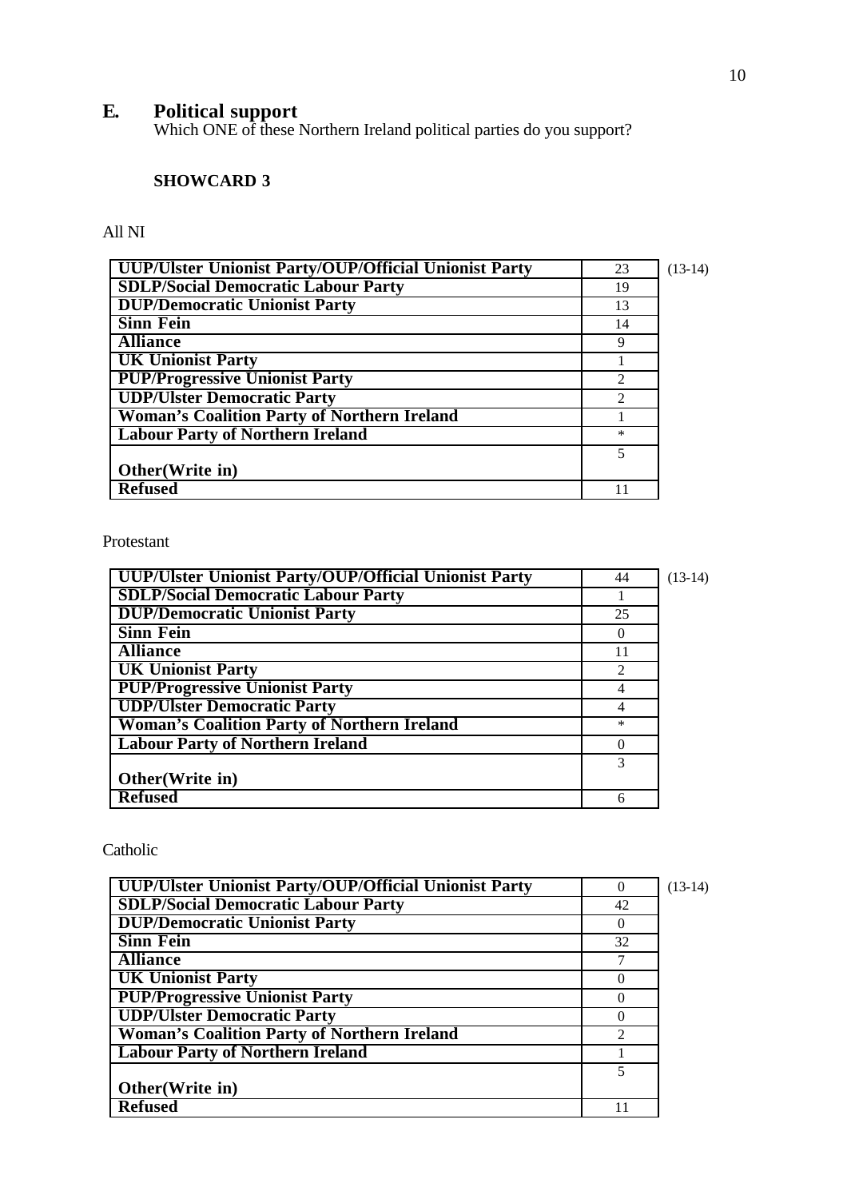## E. Political support

Which ONE of these Northern Ireland political parties do you support?

**SHOWCARD 3**

All NI

| | | |
|---|---|---|
| **UUP/Ulster Unionist Party/OUP/Official Unionist Party** | 23 | (13-14) |
| **SDLP/Social Democratic Labour Party** | 19 | |
| **DUP/Democratic Unionist Party** | 13 | |
| **Sinn Fein** | 14 | |
| **Alliance** | 9 | |
| **UK Unionist Party** | 1 | |
| **PUP/Progressive Unionist Party** | 2 | |
| **UDP/Ulster Democratic Party** | 2 | |
| **Woman's Coalition Party of Northern Ireland** | 1 | |
| **Labour Party of Northern Ireland** | * | |
| **Other(Write in)** | 5 | |
| **Refused** | 11 | |

Protestant

| | | |
|---|---|---|
| **UUP/Ulster Unionist Party/OUP/Official Unionist Party** | 44 | (13-14) |
| **SDLP/Social Democratic Labour Party** | 1 | |
| **DUP/Democratic Unionist Party** | 25 | |
| **Sinn Fein** | 0 | |
| **Alliance** | 11 | |
| **UK Unionist Party** | 2 | |
| **PUP/Progressive Unionist Party** | 4 | |
| **UDP/Ulster Democratic Party** | 4 | |
| **Woman's Coalition Party of Northern Ireland** | * | |
| **Labour Party of Northern Ireland** | 0 | |
| **Other(Write in)** | 3 | |
| **Refused** | 6 | |

Catholic

| | | |
|---|---|---|
| **UUP/Ulster Unionist Party/OUP/Official Unionist Party** | 0 | (13-14) |
| **SDLP/Social Democratic Labour Party** | 42 | |
| **DUP/Democratic Unionist Party** | 0 | |
| **Sinn Fein** | 32 | |
| **Alliance** | 7 | |
| **UK Unionist Party** | 0 | |
| **PUP/Progressive Unionist Party** | 0 | |
| **UDP/Ulster Democratic Party** | 0 | |
| **Woman's Coalition Party of Northern Ireland** | 2 | |
| **Labour Party of Northern Ireland** | 1 | |
| **Other(Write in)** | 5 | |
| **Refused** | 11 | |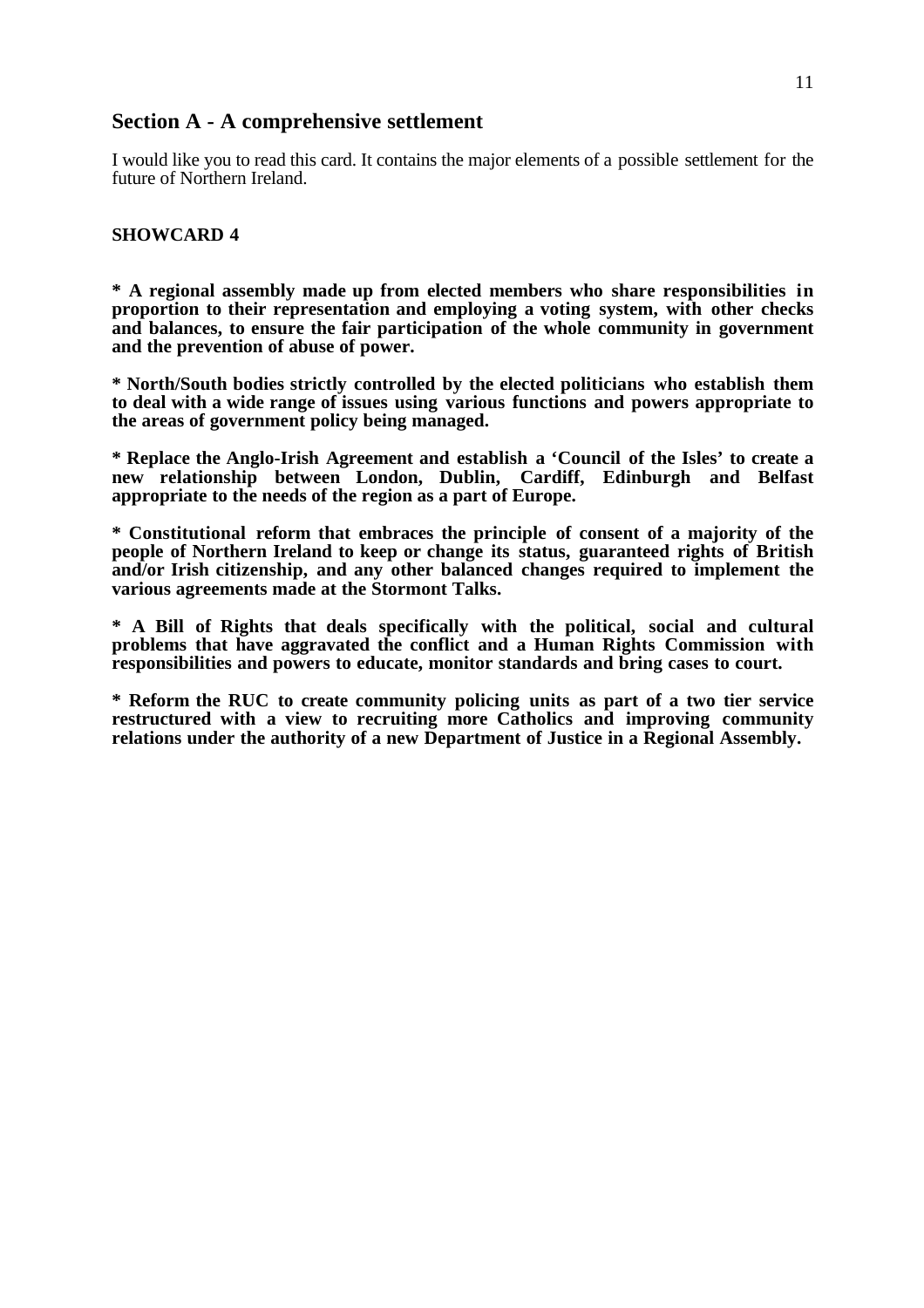## Section A - A comprehensive settlement

I would like you to read this card. It contains the major elements of a possible settlement for the future of Northern Ireland.

**SHOWCARD 4**

**\* A regional assembly made up from elected members who share responsibilities in proportion to their representation and employing a voting system, with other checks and balances, to ensure the fair participation of the whole community in government and the prevention of abuse of power.**

**\* North/South bodies strictly controlled by the elected politicians who establish them to deal with a wide range of issues using various functions and powers appropriate to the areas of government policy being managed.**

**\* Replace the Anglo-Irish Agreement and establish a 'Council of the Isles' to create a new relationship between London, Dublin, Cardiff, Edinburgh and Belfast appropriate to the needs of the region as a part of Europe.**

**\* Constitutional reform that embraces the principle of consent of a majority of the people of Northern Ireland to keep or change its status, guaranteed rights of British and/or Irish citizenship, and any other balanced changes required to implement the various agreements made at the Stormont Talks.**

**\* A Bill of Rights that deals specifically with the political, social and cultural problems that have aggravated the conflict and a Human Rights Commission with responsibilities and powers to educate, monitor standards and bring cases to court.**

**\* Reform the RUC to create community policing units as part of a two tier service restructured with a view to recruiting more Catholics and improving community relations under the authority of a new Department of Justice in a Regional Assembly.**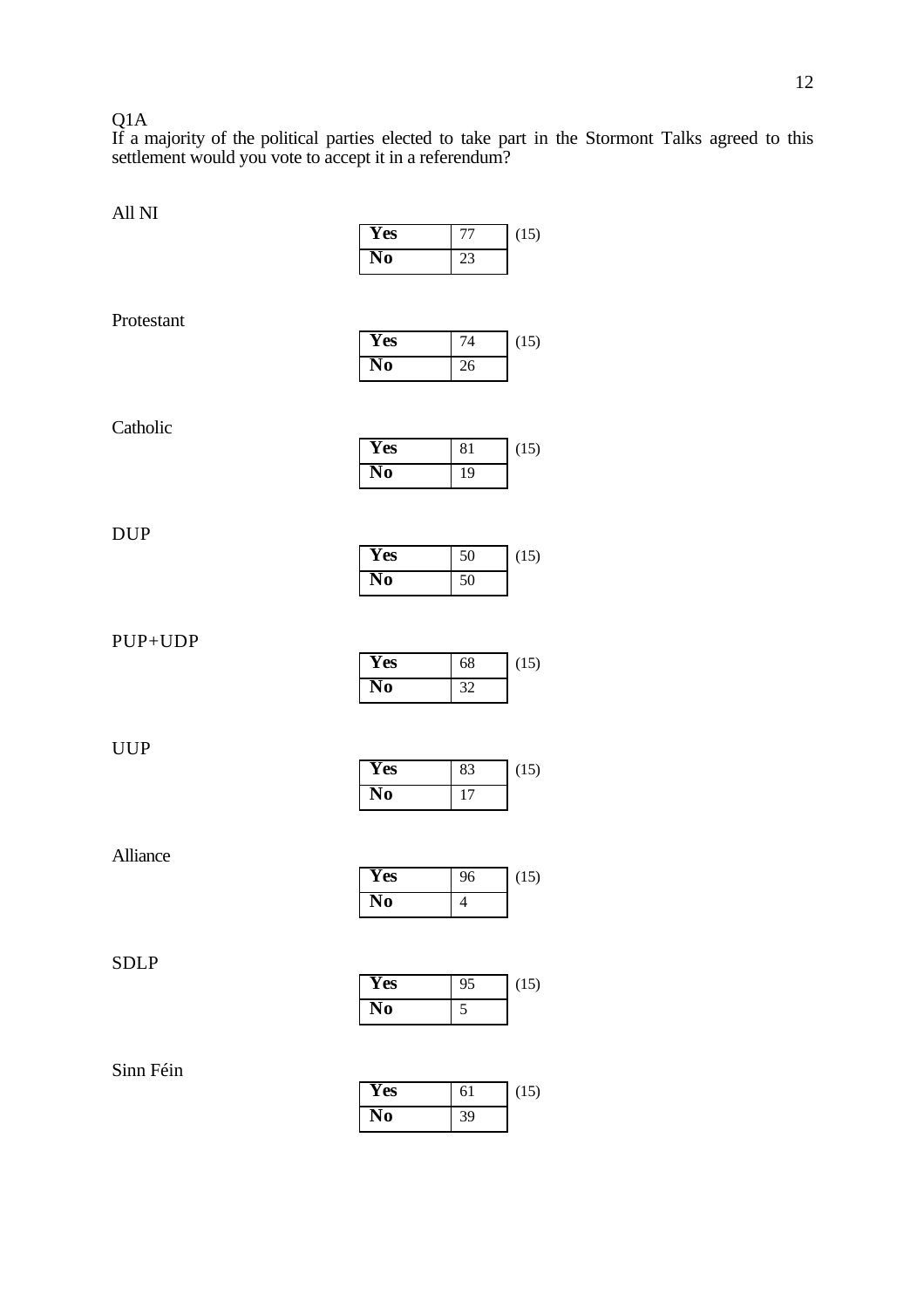Q1A

If a majority of the political parties elected to take part in the Stormont Talks agreed to this settlement would you vote to accept it in a referendum?

All NI

| | | |
|---|---|---|
| **Yes** | 77 | (15) |
| **No** | 23 | |

Protestant

| | | |
|---|---|---|
| **Yes** | 74 | (15) |
| **No** | 26 | |

Catholic

| | | |
|---|---|---|
| **Yes** | 81 | (15) |
| **No** | 19 | |

DUP

| | | |
|---|---|---|
| **Yes** | 50 | (15) |
| **No** | 50 | |

PUP+UDP

| | | |
|---|---|---|
| **Yes** | 68 | (15) |
| **No** | 32 | |

UUP

| | | |
|---|---|---|
| **Yes** | 83 | (15) |
| **No** | 17 | |

Alliance

| | | |
|---|---|---|
| **Yes** | 96 | (15) |
| **No** | 4 | |

SDLP

| | | |
|---|---|---|
| **Yes** | 95 | (15) |
| **No** | 5 | |

Sinn Féin

| | | |
|---|---|---|
| **Yes** | 61 | (15) |
| **No** | 39 | |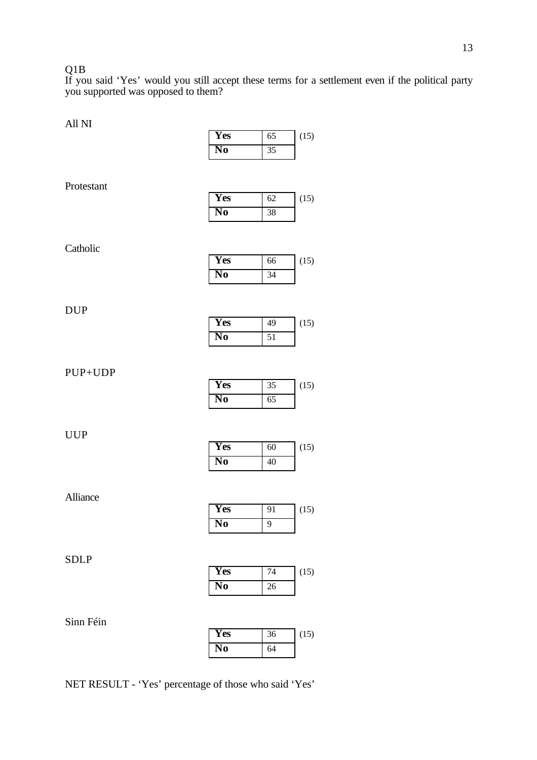Q1B

If you said 'Yes' would you still accept these terms for a settlement even if the political party you supported was opposed to them?

All NI

| **Yes** | 65 | (15) |
|---|---|---|
| **No** | 35 | |

Protestant

| **Yes** | 62 | (15) |
|---|---|---|
| **No** | 38 | |

Catholic

| **Yes** | 66 | (15) |
|---|---|---|
| **No** | 34 | |

DUP

| **Yes** | 49 | (15) |
|---|---|---|
| **No** | 51 | |

PUP+UDP

| **Yes** | 35 | (15) |
|---|---|---|
| **No** | 65 | |

UUP

| **Yes** | 60 | (15) |
|---|---|---|
| **No** | 40 | |

Alliance

| **Yes** | 91 | (15) |
|---|---|---|
| **No** | 9 | |

SDLP

| **Yes** | 74 | (15) |
|---|---|---|
| **No** | 26 | |

Sinn Féin

| **Yes** | 36 | (15) |
|---|---|---|
| **No** | 64 | |

NET RESULT - 'Yes' percentage of those who said 'Yes'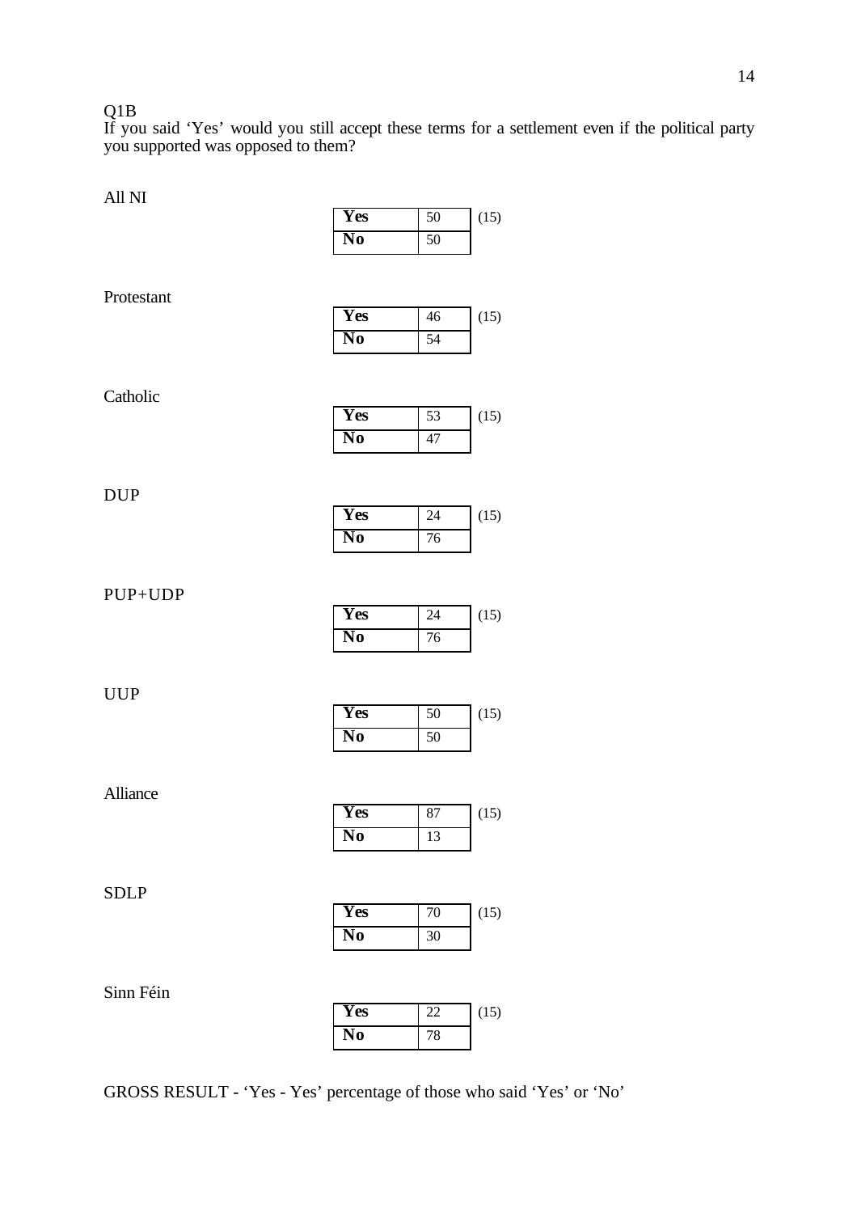Q1B

If you said 'Yes' would you still accept these terms for a settlement even if the political party you supported was opposed to them?

All NI

| **Yes** | 50 | (15) |
|---|---|---|
| **No** | 50 | |

Protestant

| **Yes** | 46 | (15) |
|---|---|---|
| **No** | 54 | |

Catholic

| **Yes** | 53 | (15) |
|---|---|---|
| **No** | 47 | |

DUP

| **Yes** | 24 | (15) |
|---|---|---|
| **No** | 76 | |

PUP+UDP

| **Yes** | 24 | (15) |
|---|---|---|
| **No** | 76 | |

UUP

| **Yes** | 50 | (15) |
|---|---|---|
| **No** | 50 | |

Alliance

| **Yes** | 87 | (15) |
|---|---|---|
| **No** | 13 | |

SDLP

| **Yes** | 70 | (15) |
|---|---|---|
| **No** | 30 | |

Sinn Féin

| **Yes** | 22 | (15) |
|---|---|---|
| **No** | 78 | |

GROSS RESULT - 'Yes - Yes' percentage of those who said 'Yes' or 'No'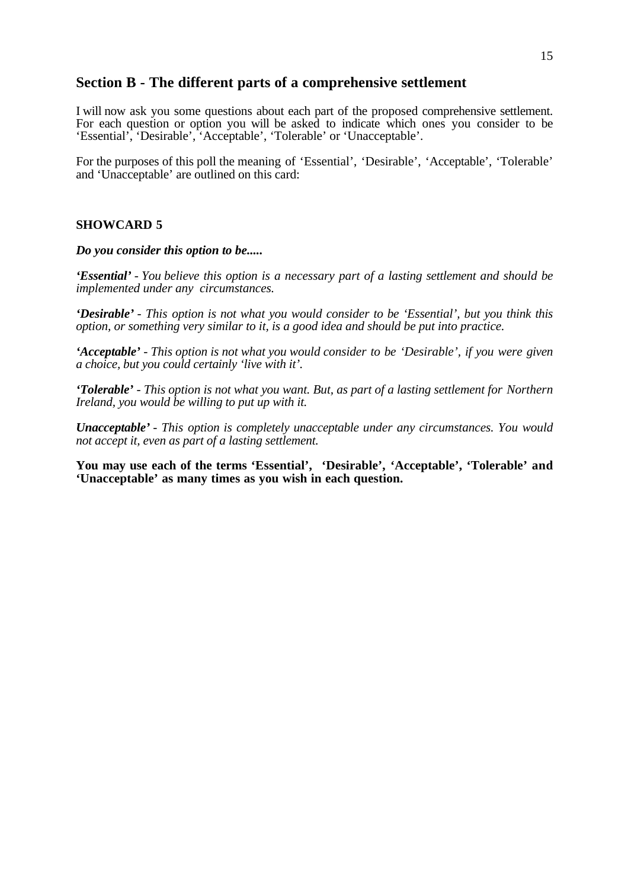## Section B - The different parts of a comprehensive settlement

I will now ask you some questions about each part of the proposed comprehensive settlement. For each question or option you will be asked to indicate which ones you consider to be 'Essential', 'Desirable', 'Acceptable', 'Tolerable' or 'Unacceptable'.

For the purposes of this poll the meaning of 'Essential', 'Desirable', 'Acceptable', 'Tolerable' and 'Unacceptable' are outlined on this card:

**SHOWCARD 5**

***Do you consider this option to be.....***

***'Essential'*** *- You believe this option is a necessary part of a lasting settlement and should be implemented under any circumstances.*

***'Desirable'*** *- This option is not what you would consider to be 'Essential', but you think this option, or something very similar to it, is a good idea and should be put into practice.*

***'Acceptable'*** *- This option is not what you would consider to be 'Desirable', if you were given a choice, but you could certainly 'live with it'.*

***'Tolerable'*** *- This option is not what you want. But, as part of a lasting settlement for Northern Ireland, you would be willing to put up with it.*

***Unacceptable'*** *- This option is completely unacceptable under any circumstances. You would not accept it, even as part of a lasting settlement.*

**You may use each of the terms 'Essential', 'Desirable', 'Acceptable', 'Tolerable' and 'Unacceptable' as many times as you wish in each question.**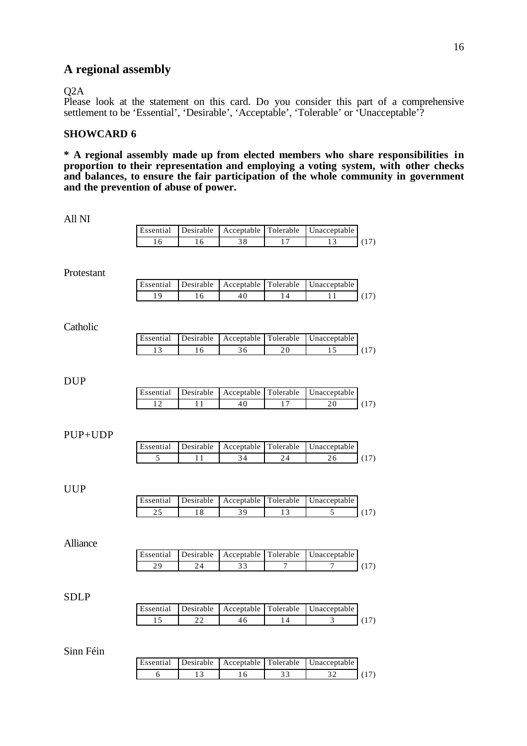## A regional assembly

Q2A
Please look at the statement on this card. Do you consider this part of a comprehensive settlement to be 'Essential', 'Desirable', 'Acceptable', 'Tolerable' or 'Unacceptable'?

### SHOWCARD 6

**\* A regional assembly made up from elected members who share responsibilities in proportion to their representation and employing a voting system, with other checks and balances, to ensure the fair participation of the whole community in government and the prevention of abuse of power.**

All NI

| Essential | Desirable | Acceptable | Tolerable | Unacceptable | |
|---|---|---|---|---|---|
| 16 | 16 | 38 | 17 | 13 | (17) |

Protestant

| Essential | Desirable | Acceptable | Tolerable | Unacceptable | |
|---|---|---|---|---|---|
| 19 | 16 | 40 | 14 | 11 | (17) |

Catholic

| Essential | Desirable | Acceptable | Tolerable | Unacceptable | |
|---|---|---|---|---|---|
| 13 | 16 | 36 | 20 | 15 | (17) |

DUP

| Essential | Desirable | Acceptable | Tolerable | Unacceptable | |
|---|---|---|---|---|---|
| 12 | 11 | 40 | 17 | 20 | (17) |

PUP+UDP

| Essential | Desirable | Acceptable | Tolerable | Unacceptable | |
|---|---|---|---|---|---|
| 5 | 11 | 34 | 24 | 26 | (17) |

UUP

| Essential | Desirable | Acceptable | Tolerable | Unacceptable | |
|---|---|---|---|---|---|
| 25 | 18 | 39 | 13 | 5 | (17) |

Alliance

| Essential | Desirable | Acceptable | Tolerable | Unacceptable | |
|---|---|---|---|---|---|
| 29 | 24 | 33 | 7 | 7 | (17) |

SDLP

| Essential | Desirable | Acceptable | Tolerable | Unacceptable | |
|---|---|---|---|---|---|
| 15 | 22 | 46 | 14 | 3 | (17) |

Sinn Féin

| Essential | Desirable | Acceptable | Tolerable | Unacceptable | |
|---|---|---|---|---|---|
| 6 | 13 | 16 | 33 | 32 | (17) |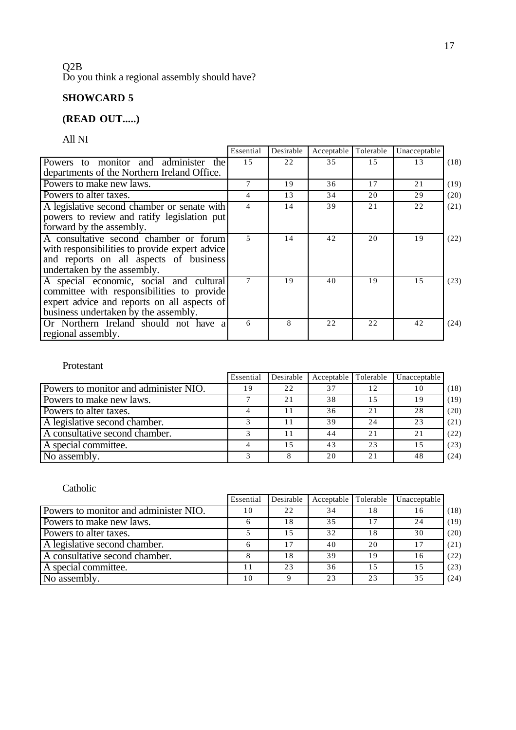Q2B
Do you think a regional assembly should have?

**SHOWCARD 5**

**(READ OUT.....)**

All NI

| | Essential | Desirable | Acceptable | Tolerable | Unacceptable | |
|---|---|---|---|---|---|---|
| Powers to monitor and administer the departments of the Northern Ireland Office. | 15 | 22 | 35 | 15 | 13 | (18) |
| Powers to make new laws. | 7 | 19 | 36 | 17 | 21 | (19) |
| Powers to alter taxes. | 4 | 13 | 34 | 20 | 29 | (20) |
| A legislative second chamber or senate with powers to review and ratify legislation put forward by the assembly. | 4 | 14 | 39 | 21 | 22 | (21) |
| A consultative second chamber or forum with responsibilities to provide expert advice and reports on all aspects of business undertaken by the assembly. | 5 | 14 | 42 | 20 | 19 | (22) |
| A special economic, social and cultural committee with responsibilities to provide expert advice and reports on all aspects of business undertaken by the assembly. | 7 | 19 | 40 | 19 | 15 | (23) |
| Or Northern Ireland should not have a regional assembly. | 6 | 8 | 22 | 22 | 42 | (24) |

Protestant

| | Essential | Desirable | Acceptable | Tolerable | Unacceptable | |
|---|---|---|---|---|---|---|
| Powers to monitor and administer NIO. | 19 | 22 | 37 | 12 | 10 | (18) |
| Powers to make new laws. | 7 | 21 | 38 | 15 | 19 | (19) |
| Powers to alter taxes. | 4 | 11 | 36 | 21 | 28 | (20) |
| A legislative second chamber. | 3 | 11 | 39 | 24 | 23 | (21) |
| A consultative second chamber. | 3 | 11 | 44 | 21 | 21 | (22) |
| A special committee. | 4 | 15 | 43 | 23 | 15 | (23) |
| No assembly. | 3 | 8 | 20 | 21 | 48 | (24) |

Catholic

| | Essential | Desirable | Acceptable | Tolerable | Unacceptable | |
|---|---|---|---|---|---|---|
| Powers to monitor and administer NIO. | 10 | 22 | 34 | 18 | 16 | (18) |
| Powers to make new laws. | 6 | 18 | 35 | 17 | 24 | (19) |
| Powers to alter taxes. | 5 | 15 | 32 | 18 | 30 | (20) |
| A legislative second chamber. | 6 | 17 | 40 | 20 | 17 | (21) |
| A consultative second chamber. | 8 | 18 | 39 | 19 | 16 | (22) |
| A special committee. | 11 | 23 | 36 | 15 | 15 | (23) |
| No assembly. | 10 | 9 | 23 | 23 | 35 | (24) |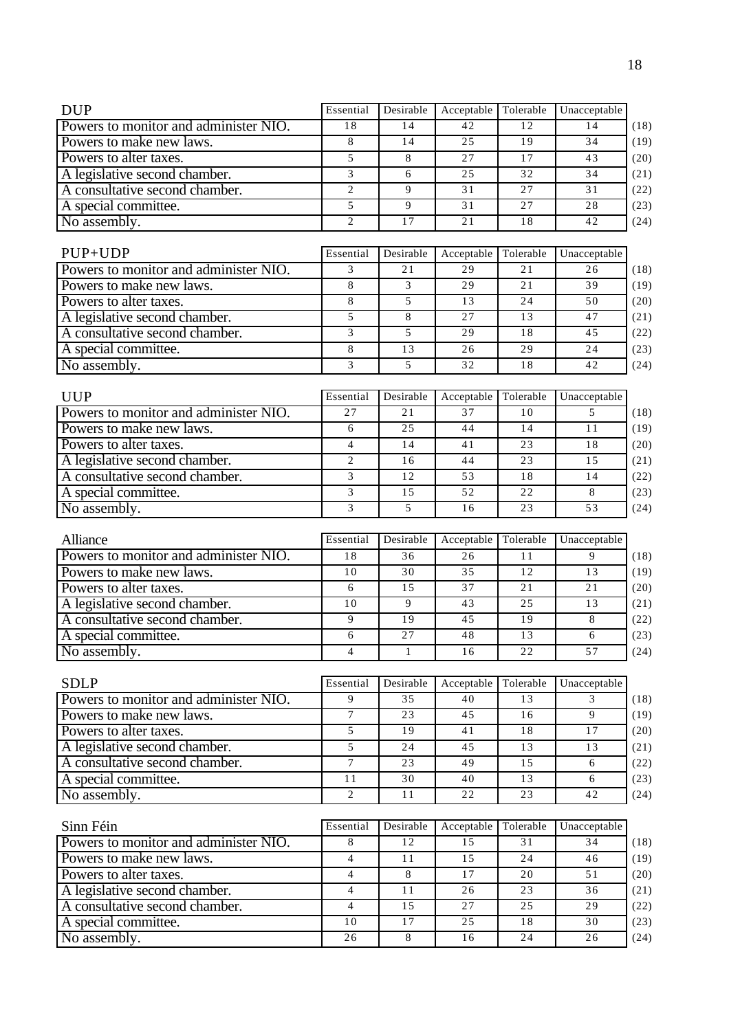| DUP | Essential | Desirable | Acceptable | Tolerable | Unacceptable | |
|---|---|---|---|---|---|---|
| Powers to monitor and administer NIO. | 18 | 14 | 42 | 12 | 14 | (18) |
| Powers to make new laws. | 8 | 14 | 25 | 19 | 34 | (19) |
| Powers to alter taxes. | 5 | 8 | 27 | 17 | 43 | (20) |
| A legislative second chamber. | 3 | 6 | 25 | 32 | 34 | (21) |
| A consultative second chamber. | 2 | 9 | 31 | 27 | 31 | (22) |
| A special committee. | 5 | 9 | 31 | 27 | 28 | (23) |
| No assembly. | 2 | 17 | 21 | 18 | 42 | (24) |

| PUP+UDP | Essential | Desirable | Acceptable | Tolerable | Unacceptable | |
|---|---|---|---|---|---|---|
| Powers to monitor and administer NIO. | 3 | 21 | 29 | 21 | 26 | (18) |
| Powers to make new laws. | 8 | 3 | 29 | 21 | 39 | (19) |
| Powers to alter taxes. | 8 | 5 | 13 | 24 | 50 | (20) |
| A legislative second chamber. | 5 | 8 | 27 | 13 | 47 | (21) |
| A consultative second chamber. | 3 | 5 | 29 | 18 | 45 | (22) |
| A special committee. | 8 | 13 | 26 | 29 | 24 | (23) |
| No assembly. | 3 | 5 | 32 | 18 | 42 | (24) |

| UUP | Essential | Desirable | Acceptable | Tolerable | Unacceptable | |
|---|---|---|---|---|---|---|
| Powers to monitor and administer NIO. | 27 | 21 | 37 | 10 | 5 | (18) |
| Powers to make new laws. | 6 | 25 | 44 | 14 | 11 | (19) |
| Powers to alter taxes. | 4 | 14 | 41 | 23 | 18 | (20) |
| A legislative second chamber. | 2 | 16 | 44 | 23 | 15 | (21) |
| A consultative second chamber. | 3 | 12 | 53 | 18 | 14 | (22) |
| A special committee. | 3 | 15 | 52 | 22 | 8 | (23) |
| No assembly. | 3 | 5 | 16 | 23 | 53 | (24) |

| Alliance | Essential | Desirable | Acceptable | Tolerable | Unacceptable | |
|---|---|---|---|---|---|---|
| Powers to monitor and administer NIO. | 18 | 36 | 26 | 11 | 9 | (18) |
| Powers to make new laws. | 10 | 30 | 35 | 12 | 13 | (19) |
| Powers to alter taxes. | 6 | 15 | 37 | 21 | 21 | (20) |
| A legislative second chamber. | 10 | 9 | 43 | 25 | 13 | (21) |
| A consultative second chamber. | 9 | 19 | 45 | 19 | 8 | (22) |
| A special committee. | 6 | 27 | 48 | 13 | 6 | (23) |
| No assembly. | 4 | 1 | 16 | 22 | 57 | (24) |

| SDLP | Essential | Desirable | Acceptable | Tolerable | Unacceptable | |
|---|---|---|---|---|---|---|
| Powers to monitor and administer NIO. | 9 | 35 | 40 | 13 | 3 | (18) |
| Powers to make new laws. | 7 | 23 | 45 | 16 | 9 | (19) |
| Powers to alter taxes. | 5 | 19 | 41 | 18 | 17 | (20) |
| A legislative second chamber. | 5 | 24 | 45 | 13 | 13 | (21) |
| A consultative second chamber. | 7 | 23 | 49 | 15 | 6 | (22) |
| A special committee. | 11 | 30 | 40 | 13 | 6 | (23) |
| No assembly. | 2 | 11 | 22 | 23 | 42 | (24) |

| Sinn Féin | Essential | Desirable | Acceptable | Tolerable | Unacceptable | |
|---|---|---|---|---|---|---|
| Powers to monitor and administer NIO. | 8 | 12 | 15 | 31 | 34 | (18) |
| Powers to make new laws. | 4 | 11 | 15 | 24 | 46 | (19) |
| Powers to alter taxes. | 4 | 8 | 17 | 20 | 51 | (20) |
| A legislative second chamber. | 4 | 11 | 26 | 23 | 36 | (21) |
| A consultative second chamber. | 4 | 15 | 27 | 25 | 29 | (22) |
| A special committee. | 10 | 17 | 25 | 18 | 30 | (23) |
| No assembly. | 26 | 8 | 16 | 24 | 26 | (24) |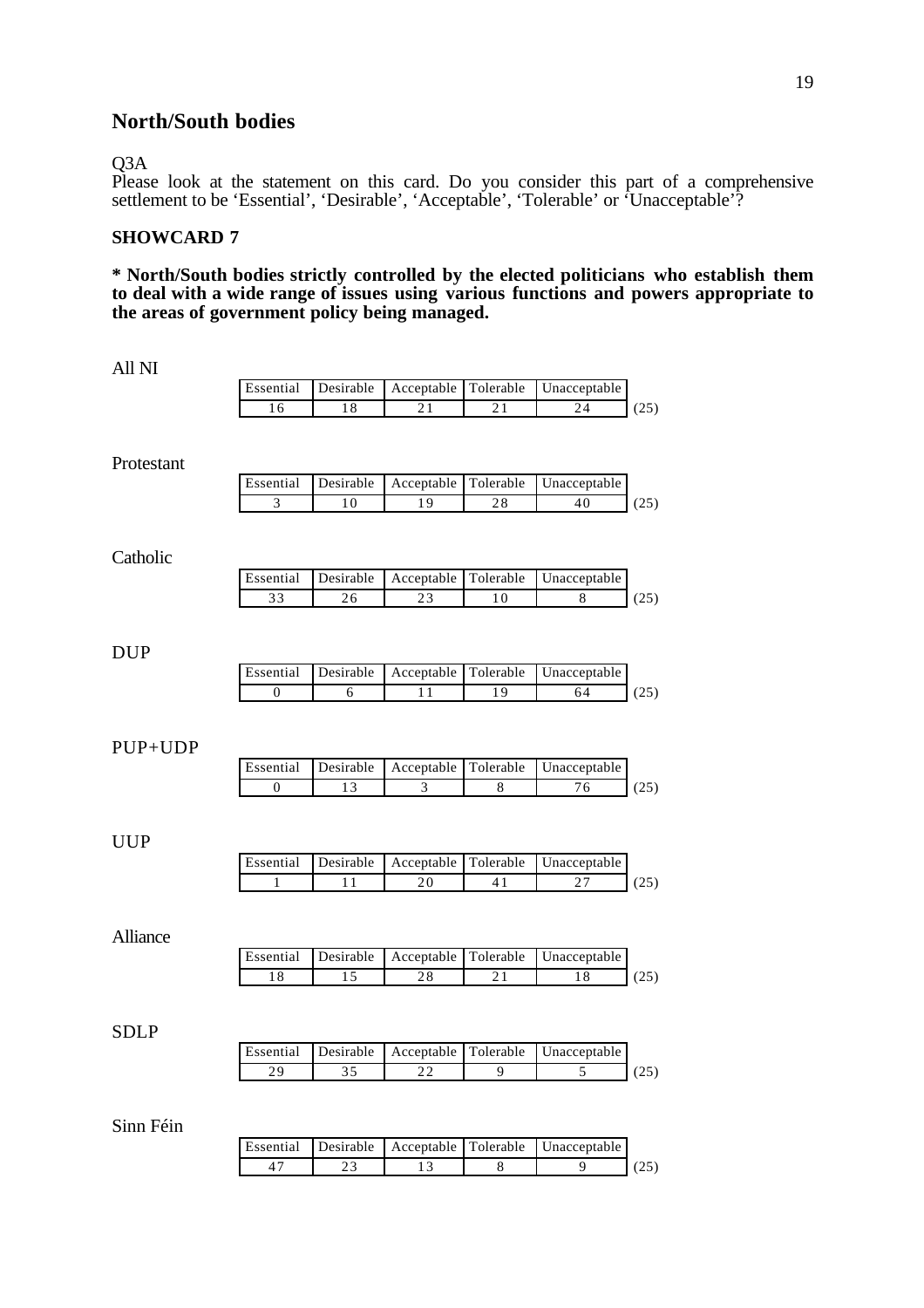## North/South bodies

Q3A
Please look at the statement on this card. Do you consider this part of a comprehensive settlement to be 'Essential', 'Desirable', 'Acceptable', 'Tolerable' or 'Unacceptable'?

### SHOWCARD 7

**\* North/South bodies strictly controlled by the elected politicians who establish them to deal with a wide range of issues using various functions and powers appropriate to the areas of government policy being managed.**

All NI

| Essential | Desirable | Acceptable | Tolerable | Unacceptable | |
|---|---|---|---|---|---|
| 16 | 18 | 21 | 21 | 24 | (25) |

Protestant

| Essential | Desirable | Acceptable | Tolerable | Unacceptable | |
|---|---|---|---|---|---|
| 3 | 10 | 19 | 28 | 40 | (25) |

Catholic

| Essential | Desirable | Acceptable | Tolerable | Unacceptable | |
|---|---|---|---|---|---|
| 33 | 26 | 23 | 10 | 8 | (25) |

DUP

| Essential | Desirable | Acceptable | Tolerable | Unacceptable | |
|---|---|---|---|---|---|
| 0 | 6 | 11 | 19 | 64 | (25) |

PUP+UDP

| Essential | Desirable | Acceptable | Tolerable | Unacceptable | |
|---|---|---|---|---|---|
| 0 | 13 | 3 | 8 | 76 | (25) |

UUP

| Essential | Desirable | Acceptable | Tolerable | Unacceptable | |
|---|---|---|---|---|---|
| 1 | 11 | 20 | 41 | 27 | (25) |

Alliance

| Essential | Desirable | Acceptable | Tolerable | Unacceptable | |
|---|---|---|---|---|---|
| 18 | 15 | 28 | 21 | 18 | (25) |

SDLP

| Essential | Desirable | Acceptable | Tolerable | Unacceptable | |
|---|---|---|---|---|---|
| 29 | 35 | 22 | 9 | 5 | (25) |

Sinn Féin

| Essential | Desirable | Acceptable | Tolerable | Unacceptable | |
|---|---|---|---|---|---|
| 47 | 23 | 13 | 8 | 9 | (25) |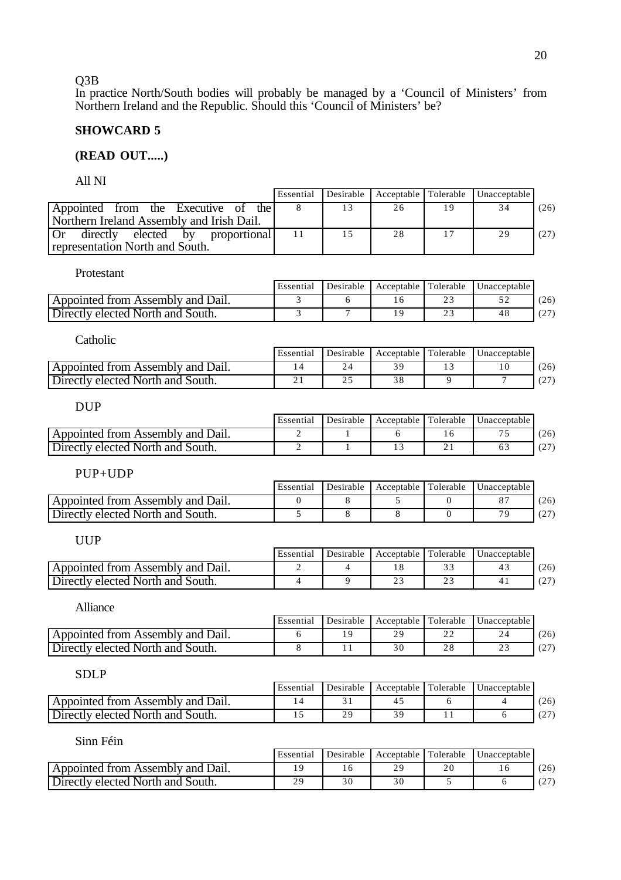Q3B

In practice North/South bodies will probably be managed by a 'Council of Ministers' from Northern Ireland and the Republic. Should this 'Council of Ministers' be?

**SHOWCARD 5**

**(READ OUT.....)**

All NI

| | Essential | Desirable | Acceptable | Tolerable | Unacceptable | |
|---|---|---|---|---|---|---|
| Appointed from the Executive of the Northern Ireland Assembly and Irish Dail. | 8 | 13 | 26 | 19 | 34 | (26) |
| Or directly elected by proportional representation North and South. | 11 | 15 | 28 | 17 | 29 | (27) |

Protestant

| | Essential | Desirable | Acceptable | Tolerable | Unacceptable | |
|---|---|---|---|---|---|---|
| Appointed from Assembly and Dail. | 3 | 6 | 16 | 23 | 52 | (26) |
| Directly elected North and South. | 3 | 7 | 19 | 23 | 48 | (27) |

Catholic

| | Essential | Desirable | Acceptable | Tolerable | Unacceptable | |
|---|---|---|---|---|---|---|
| Appointed from Assembly and Dail. | 14 | 24 | 39 | 13 | 10 | (26) |
| Directly elected North and South. | 21 | 25 | 38 | 9 | 7 | (27) |

DUP

| | Essential | Desirable | Acceptable | Tolerable | Unacceptable | |
|---|---|---|---|---|---|---|
| Appointed from Assembly and Dail. | 2 | 1 | 6 | 16 | 75 | (26) |
| Directly elected North and South. | 2 | 1 | 13 | 21 | 63 | (27) |

PUP+UDP

| | Essential | Desirable | Acceptable | Tolerable | Unacceptable | |
|---|---|---|---|---|---|---|
| Appointed from Assembly and Dail. | 0 | 8 | 5 | 0 | 87 | (26) |
| Directly elected North and South. | 5 | 8 | 8 | 0 | 79 | (27) |

UUP

| | Essential | Desirable | Acceptable | Tolerable | Unacceptable | |
|---|---|---|---|---|---|---|
| Appointed from Assembly and Dail. | 2 | 4 | 18 | 33 | 43 | (26) |
| Directly elected North and South. | 4 | 9 | 23 | 23 | 41 | (27) |

Alliance

| | Essential | Desirable | Acceptable | Tolerable | Unacceptable | |
|---|---|---|---|---|---|---|
| Appointed from Assembly and Dail. | 6 | 19 | 29 | 22 | 24 | (26) |
| Directly elected North and South. | 8 | 11 | 30 | 28 | 23 | (27) |

SDLP

| | Essential | Desirable | Acceptable | Tolerable | Unacceptable | |
|---|---|---|---|---|---|---|
| Appointed from Assembly and Dail. | 14 | 31 | 45 | 6 | 4 | (26) |
| Directly elected North and South. | 15 | 29 | 39 | 11 | 6 | (27) |

Sinn Féin

| | Essential | Desirable | Acceptable | Tolerable | Unacceptable | |
|---|---|---|---|---|---|---|
| Appointed from Assembly and Dail. | 19 | 16 | 29 | 20 | 16 | (26) |
| Directly elected North and South. | 29 | 30 | 30 | 5 | 6 | (27) |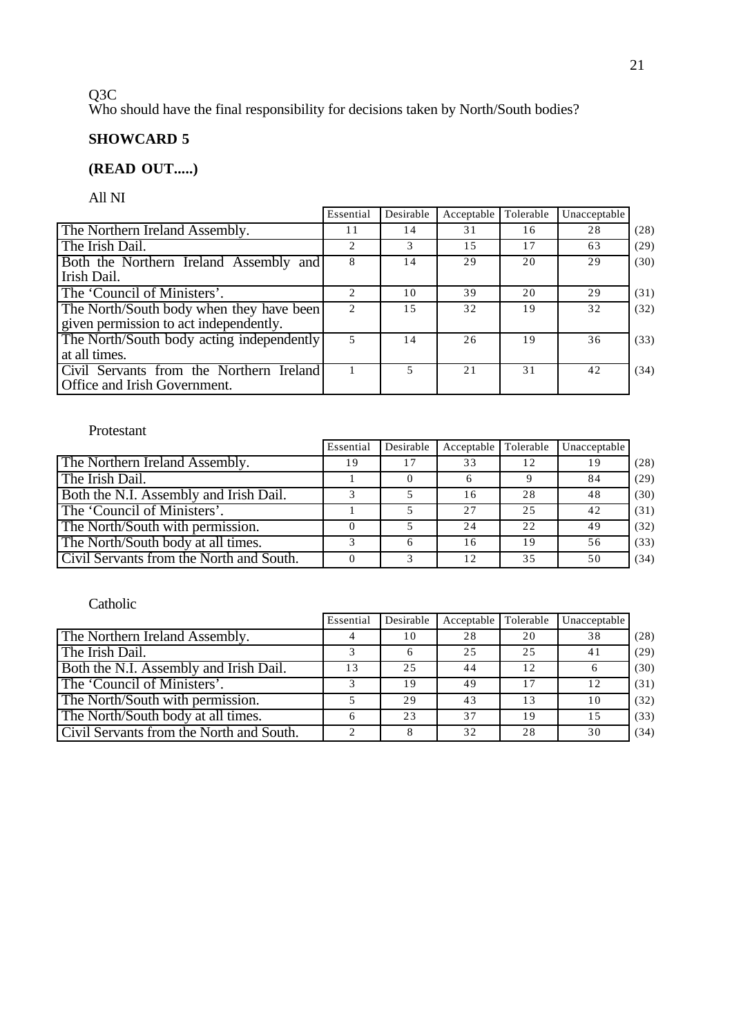Q3C
Who should have the final responsibility for decisions taken by North/South bodies?

**SHOWCARD 5**

**(READ OUT.....)**

All NI

| | Essential | Desirable | Acceptable | Tolerable | Unacceptable | |
|---|---|---|---|---|---|---|
| The Northern Ireland Assembly. | 11 | 14 | 31 | 16 | 28 | (28) |
| The Irish Dail. | 2 | 3 | 15 | 17 | 63 | (29) |
| Both the Northern Ireland Assembly and Irish Dail. | 8 | 14 | 29 | 20 | 29 | (30) |
| The 'Council of Ministers'. | 2 | 10 | 39 | 20 | 29 | (31) |
| The North/South body when they have been given permission to act independently. | 2 | 15 | 32 | 19 | 32 | (32) |
| The North/South body acting independently at all times. | 5 | 14 | 26 | 19 | 36 | (33) |
| Civil Servants from the Northern Ireland Office and Irish Government. | 1 | 5 | 21 | 31 | 42 | (34) |

Protestant

| | Essential | Desirable | Acceptable | Tolerable | Unacceptable | |
|---|---|---|---|---|---|---|
| The Northern Ireland Assembly. | 19 | 17 | 33 | 12 | 19 | (28) |
| The Irish Dail. | 1 | 0 | 6 | 9 | 84 | (29) |
| Both the N.I. Assembly and Irish Dail. | 3 | 5 | 16 | 28 | 48 | (30) |
| The 'Council of Ministers'. | 1 | 5 | 27 | 25 | 42 | (31) |
| The North/South with permission. | 0 | 5 | 24 | 22 | 49 | (32) |
| The North/South body at all times. | 3 | 6 | 16 | 19 | 56 | (33) |
| Civil Servants from the North and South. | 0 | 3 | 12 | 35 | 50 | (34) |

Catholic

| | Essential | Desirable | Acceptable | Tolerable | Unacceptable | |
|---|---|---|---|---|---|---|
| The Northern Ireland Assembly. | 4 | 10 | 28 | 20 | 38 | (28) |
| The Irish Dail. | 3 | 6 | 25 | 25 | 41 | (29) |
| Both the N.I. Assembly and Irish Dail. | 13 | 25 | 44 | 12 | 6 | (30) |
| The 'Council of Ministers'. | 3 | 19 | 49 | 17 | 12 | (31) |
| The North/South with permission. | 5 | 29 | 43 | 13 | 10 | (32) |
| The North/South body at all times. | 6 | 23 | 37 | 19 | 15 | (33) |
| Civil Servants from the North and South. | 2 | 8 | 32 | 28 | 30 | (34) |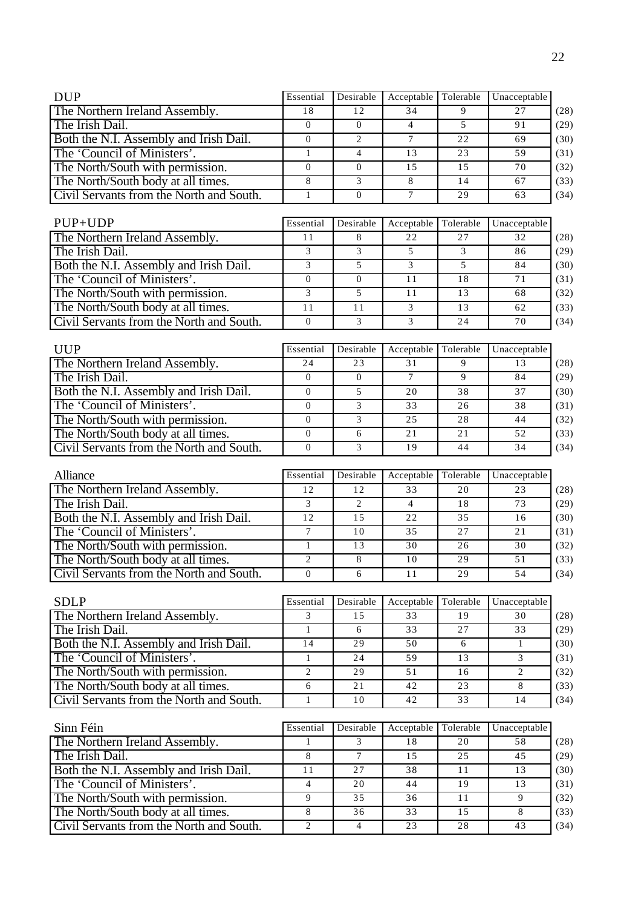| DUP | Essential | Desirable | Acceptable | Tolerable | Unacceptable | |
|---|---|---|---|---|---|---|
| The Northern Ireland Assembly. | 18 | 12 | 34 | 9 | 27 | (28) |
| The Irish Dail. | 0 | 0 | 4 | 5 | 91 | (29) |
| Both the N.I. Assembly and Irish Dail. | 0 | 2 | 7 | 22 | 69 | (30) |
| The 'Council of Ministers'. | 1 | 4 | 13 | 23 | 59 | (31) |
| The North/South with permission. | 0 | 0 | 15 | 15 | 70 | (32) |
| The North/South body at all times. | 8 | 3 | 8 | 14 | 67 | (33) |
| Civil Servants from the North and South. | 1 | 0 | 7 | 29 | 63 | (34) |

| PUP+UDP | Essential | Desirable | Acceptable | Tolerable | Unacceptable | |
|---|---|---|---|---|---|---|
| The Northern Ireland Assembly. | 11 | 8 | 22 | 27 | 32 | (28) |
| The Irish Dail. | 3 | 3 | 5 | 3 | 86 | (29) |
| Both the N.I. Assembly and Irish Dail. | 3 | 5 | 3 | 5 | 84 | (30) |
| The 'Council of Ministers'. | 0 | 0 | 11 | 18 | 71 | (31) |
| The North/South with permission. | 3 | 5 | 11 | 13 | 68 | (32) |
| The North/South body at all times. | 11 | 11 | 3 | 13 | 62 | (33) |
| Civil Servants from the North and South. | 0 | 3 | 3 | 24 | 70 | (34) |

| UUP | Essential | Desirable | Acceptable | Tolerable | Unacceptable | |
|---|---|---|---|---|---|---|
| The Northern Ireland Assembly. | 24 | 23 | 31 | 9 | 13 | (28) |
| The Irish Dail. | 0 | 0 | 7 | 9 | 84 | (29) |
| Both the N.I. Assembly and Irish Dail. | 0 | 5 | 20 | 38 | 37 | (30) |
| The 'Council of Ministers'. | 0 | 3 | 33 | 26 | 38 | (31) |
| The North/South with permission. | 0 | 3 | 25 | 28 | 44 | (32) |
| The North/South body at all times. | 0 | 6 | 21 | 21 | 52 | (33) |
| Civil Servants from the North and South. | 0 | 3 | 19 | 44 | 34 | (34) |

| Alliance | Essential | Desirable | Acceptable | Tolerable | Unacceptable | |
|---|---|---|---|---|---|---|
| The Northern Ireland Assembly. | 12 | 12 | 33 | 20 | 23 | (28) |
| The Irish Dail. | 3 | 2 | 4 | 18 | 73 | (29) |
| Both the N.I. Assembly and Irish Dail. | 12 | 15 | 22 | 35 | 16 | (30) |
| The 'Council of Ministers'. | 7 | 10 | 35 | 27 | 21 | (31) |
| The North/South with permission. | 1 | 13 | 30 | 26 | 30 | (32) |
| The North/South body at all times. | 2 | 8 | 10 | 29 | 51 | (33) |
| Civil Servants from the North and South. | 0 | 6 | 11 | 29 | 54 | (34) |

| SDLP | Essential | Desirable | Acceptable | Tolerable | Unacceptable | |
|---|---|---|---|---|---|---|
| The Northern Ireland Assembly. | 3 | 15 | 33 | 19 | 30 | (28) |
| The Irish Dail. | 1 | 6 | 33 | 27 | 33 | (29) |
| Both the N.I. Assembly and Irish Dail. | 14 | 29 | 50 | 6 | 1 | (30) |
| The 'Council of Ministers'. | 1 | 24 | 59 | 13 | 3 | (31) |
| The North/South with permission. | 2 | 29 | 51 | 16 | 2 | (32) |
| The North/South body at all times. | 6 | 21 | 42 | 23 | 8 | (33) |
| Civil Servants from the North and South. | 1 | 10 | 42 | 33 | 14 | (34) |

| Sinn Féin | Essential | Desirable | Acceptable | Tolerable | Unacceptable | |
|---|---|---|---|---|---|---|
| The Northern Ireland Assembly. | 1 | 3 | 18 | 20 | 58 | (28) |
| The Irish Dail. | 8 | 7 | 15 | 25 | 45 | (29) |
| Both the N.I. Assembly and Irish Dail. | 11 | 27 | 38 | 11 | 13 | (30) |
| The 'Council of Ministers'. | 4 | 20 | 44 | 19 | 13 | (31) |
| The North/South with permission. | 9 | 35 | 36 | 11 | 9 | (32) |
| The North/South body at all times. | 8 | 36 | 33 | 15 | 8 | (33) |
| Civil Servants from the North and South. | 2 | 4 | 23 | 28 | 43 | (34) |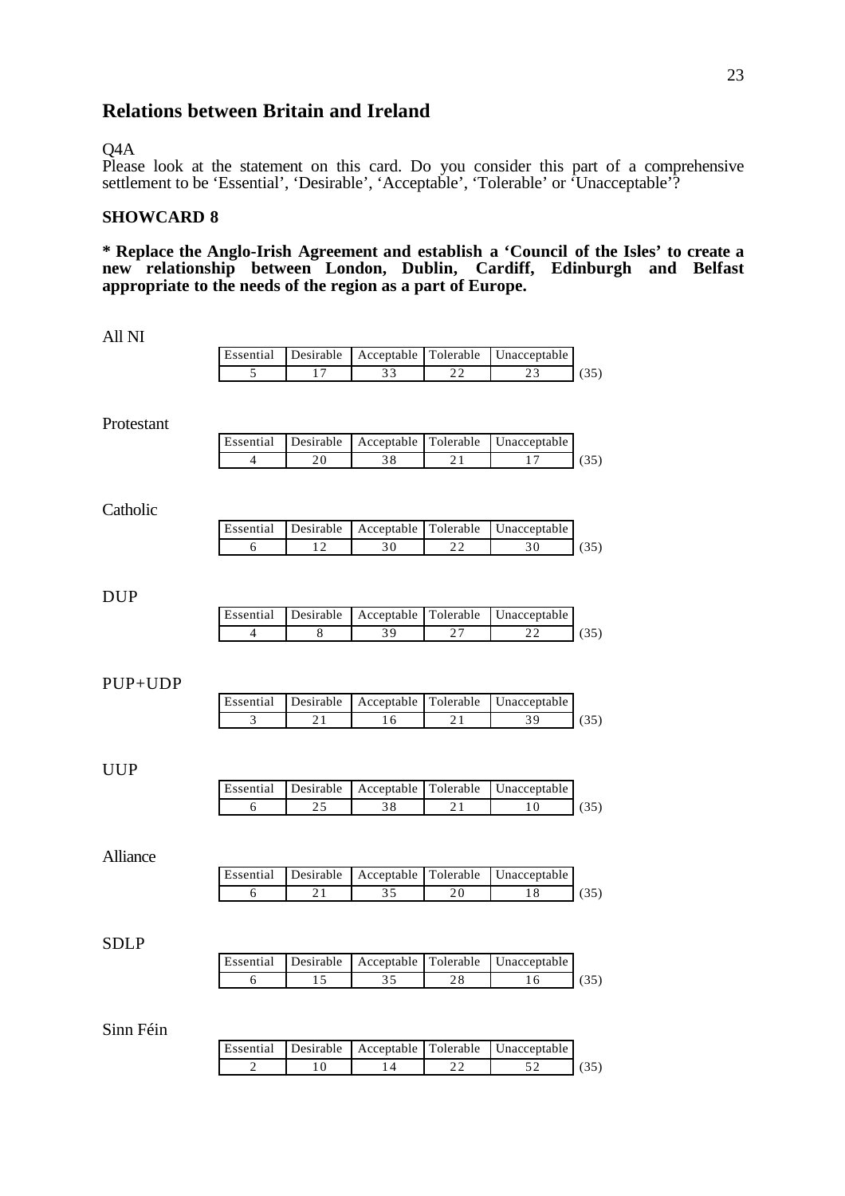## Relations between Britain and Ireland

Q4A

Please look at the statement on this card. Do you consider this part of a comprehensive settlement to be 'Essential', 'Desirable', 'Acceptable', 'Tolerable' or 'Unacceptable'?

### SHOWCARD 8

**\* Replace the Anglo-Irish Agreement and establish a 'Council of the Isles' to create a new relationship between London, Dublin, Cardiff, Edinburgh and Belfast appropriate to the needs of the region as a part of Europe.**

All NI

| Essential | Desirable | Acceptable | Tolerable | Unacceptable | |
|---|---|---|---|---|---|
| 5 | 17 | 33 | 22 | 23 | (35) |

Protestant

| Essential | Desirable | Acceptable | Tolerable | Unacceptable | |
|---|---|---|---|---|---|
| 4 | 20 | 38 | 21 | 17 | (35) |

Catholic

| Essential | Desirable | Acceptable | Tolerable | Unacceptable | |
|---|---|---|---|---|---|
| 6 | 12 | 30 | 22 | 30 | (35) |

DUP

| Essential | Desirable | Acceptable | Tolerable | Unacceptable | |
|---|---|---|---|---|---|
| 4 | 8 | 39 | 27 | 22 | (35) |

PUP+UDP

| Essential | Desirable | Acceptable | Tolerable | Unacceptable | |
|---|---|---|---|---|---|
| 3 | 21 | 16 | 21 | 39 | (35) |

UUP

| Essential | Desirable | Acceptable | Tolerable | Unacceptable | |
|---|---|---|---|---|---|
| 6 | 25 | 38 | 21 | 10 | (35) |

Alliance

| Essential | Desirable | Acceptable | Tolerable | Unacceptable | |
|---|---|---|---|---|---|
| 6 | 21 | 35 | 20 | 18 | (35) |

SDLP

| Essential | Desirable | Acceptable | Tolerable | Unacceptable | |
|---|---|---|---|---|---|
| 6 | 15 | 35 | 28 | 16 | (35) |

Sinn Féin

| Essential | Desirable | Acceptable | Tolerable | Unacceptable | |
|---|---|---|---|---|---|
| 2 | 10 | 14 | 22 | 52 | (35) |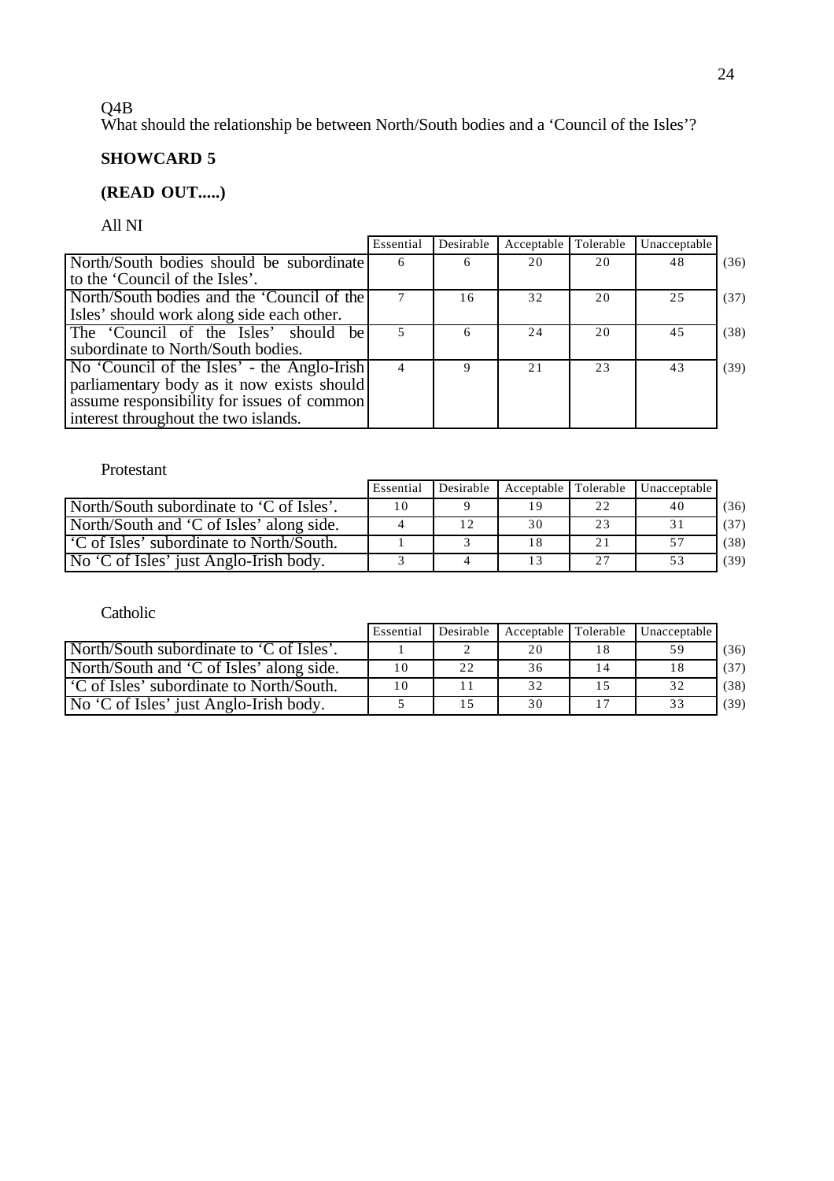Q4B
What should the relationship be between North/South bodies and a 'Council of the Isles'?

**SHOWCARD 5**

**(READ OUT.....)**

All NI

| | Essential | Desirable | Acceptable | Tolerable | Unacceptable | |
|---|---|---|---|---|---|---|
| North/South bodies should be subordinate to the 'Council of the Isles'. | 6 | 6 | 20 | 20 | 48 | (36) |
| North/South bodies and the 'Council of the Isles' should work along side each other. | 7 | 16 | 32 | 20 | 25 | (37) |
| The 'Council of the Isles' should be subordinate to North/South bodies. | 5 | 6 | 24 | 20 | 45 | (38) |
| No 'Council of the Isles' - the Anglo-Irish parliamentary body as it now exists should assume responsibility for issues of common interest throughout the two islands. | 4 | 9 | 21 | 23 | 43 | (39) |

Protestant

| | Essential | Desirable | Acceptable | Tolerable | Unacceptable | |
|---|---|---|---|---|---|---|
| North/South subordinate to 'C of Isles'. | 10 | 9 | 19 | 22 | 40 | (36) |
| North/South and 'C of Isles' along side. | 4 | 12 | 30 | 23 | 31 | (37) |
| 'C of Isles' subordinate to North/South. | 1 | 3 | 18 | 21 | 57 | (38) |
| No 'C of Isles' just Anglo-Irish body. | 3 | 4 | 13 | 27 | 53 | (39) |

Catholic

| | Essential | Desirable | Acceptable | Tolerable | Unacceptable | |
|---|---|---|---|---|---|---|
| North/South subordinate to 'C of Isles'. | 1 | 2 | 20 | 18 | 59 | (36) |
| North/South and 'C of Isles' along side. | 10 | 22 | 36 | 14 | 18 | (37) |
| 'C of Isles' subordinate to North/South. | 10 | 11 | 32 | 15 | 32 | (38) |
| No 'C of Isles' just Anglo-Irish body. | 5 | 15 | 30 | 17 | 33 | (39) |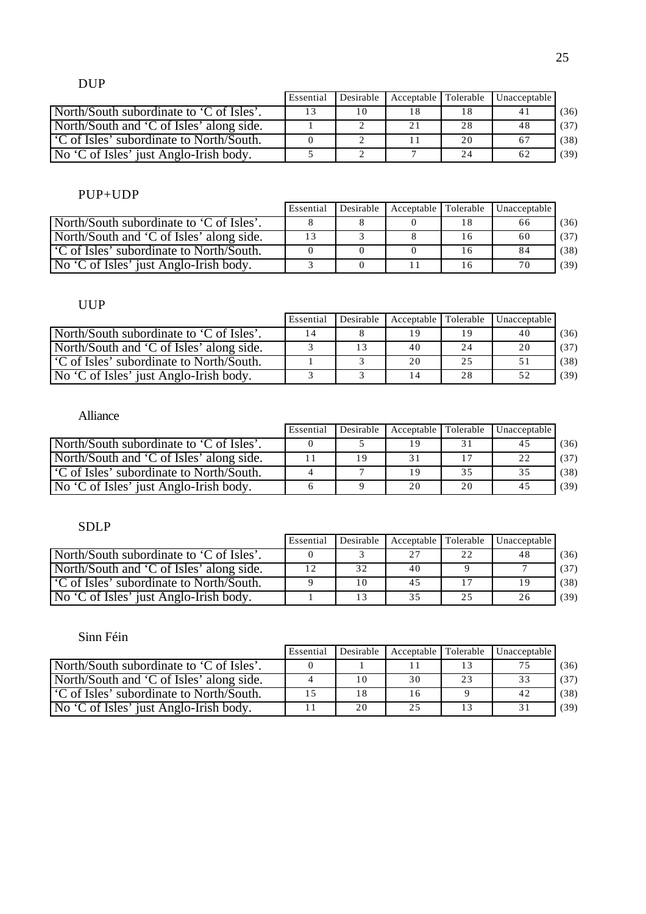DUP

| | Essential | Desirable | Acceptable | Tolerable | Unacceptable | |
|---|---|---|---|---|---|---|
| North/South subordinate to 'C of Isles'. | 13 | 10 | 18 | 18 | 41 | (36) |
| North/South and 'C of Isles' along side. | 1 | 2 | 21 | 28 | 48 | (37) |
| 'C of Isles' subordinate to North/South. | 0 | 2 | 11 | 20 | 67 | (38) |
| No 'C of Isles' just Anglo-Irish body. | 5 | 2 | 7 | 24 | 62 | (39) |

PUP+UDP

| | Essential | Desirable | Acceptable | Tolerable | Unacceptable | |
|---|---|---|---|---|---|---|
| North/South subordinate to 'C of Isles'. | 8 | 8 | 0 | 18 | 66 | (36) |
| North/South and 'C of Isles' along side. | 13 | 3 | 8 | 16 | 60 | (37) |
| 'C of Isles' subordinate to North/South. | 0 | 0 | 0 | 16 | 84 | (38) |
| No 'C of Isles' just Anglo-Irish body. | 3 | 0 | 11 | 16 | 70 | (39) |

UUP

| | Essential | Desirable | Acceptable | Tolerable | Unacceptable | |
|---|---|---|---|---|---|---|
| North/South subordinate to 'C of Isles'. | 14 | 8 | 19 | 19 | 40 | (36) |
| North/South and 'C of Isles' along side. | 3 | 13 | 40 | 24 | 20 | (37) |
| 'C of Isles' subordinate to North/South. | 1 | 3 | 20 | 25 | 51 | (38) |
| No 'C of Isles' just Anglo-Irish body. | 3 | 3 | 14 | 28 | 52 | (39) |

Alliance

| | Essential | Desirable | Acceptable | Tolerable | Unacceptable | |
|---|---|---|---|---|---|---|
| North/South subordinate to 'C of Isles'. | 0 | 5 | 19 | 31 | 45 | (36) |
| North/South and 'C of Isles' along side. | 11 | 19 | 31 | 17 | 22 | (37) |
| 'C of Isles' subordinate to North/South. | 4 | 7 | 19 | 35 | 35 | (38) |
| No 'C of Isles' just Anglo-Irish body. | 6 | 9 | 20 | 20 | 45 | (39) |

SDLP

| | Essential | Desirable | Acceptable | Tolerable | Unacceptable | |
|---|---|---|---|---|---|---|
| North/South subordinate to 'C of Isles'. | 0 | 3 | 27 | 22 | 48 | (36) |
| North/South and 'C of Isles' along side. | 12 | 32 | 40 | 9 | 7 | (37) |
| 'C of Isles' subordinate to North/South. | 9 | 10 | 45 | 17 | 19 | (38) |
| No 'C of Isles' just Anglo-Irish body. | 1 | 13 | 35 | 25 | 26 | (39) |

Sinn Féin

| | Essential | Desirable | Acceptable | Tolerable | Unacceptable | |
|---|---|---|---|---|---|---|
| North/South subordinate to 'C of Isles'. | 0 | 1 | 11 | 13 | 75 | (36) |
| North/South and 'C of Isles' along side. | 4 | 10 | 30 | 23 | 33 | (37) |
| 'C of Isles' subordinate to North/South. | 15 | 18 | 16 | 9 | 42 | (38) |
| No 'C of Isles' just Anglo-Irish body. | 11 | 20 | 25 | 13 | 31 | (39) |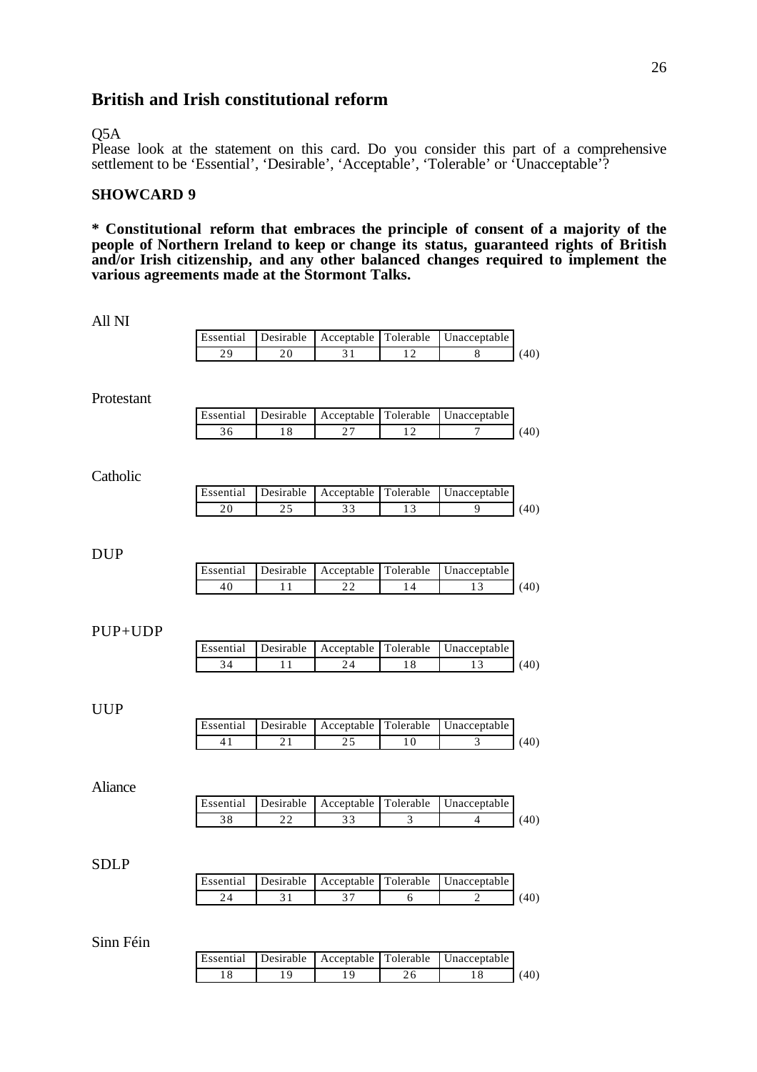## British and Irish constitutional reform

Q5A

Please look at the statement on this card. Do you consider this part of a comprehensive settlement to be 'Essential', 'Desirable', 'Acceptable', 'Tolerable' or 'Unacceptable'?

### SHOWCARD 9

**\* Constitutional reform that embraces the principle of consent of a majority of the people of Northern Ireland to keep or change its status, guaranteed rights of British and/or Irish citizenship, and any other balanced changes required to implement the various agreements made at the Stormont Talks.**

All NI

| Essential | Desirable | Acceptable | Tolerable | Unacceptable | |
|---|---|---|---|---|---|
| 29 | 20 | 31 | 12 | 8 | (40) |

Protestant

| Essential | Desirable | Acceptable | Tolerable | Unacceptable | |
|---|---|---|---|---|---|
| 36 | 18 | 27 | 12 | 7 | (40) |

Catholic

| Essential | Desirable | Acceptable | Tolerable | Unacceptable | |
|---|---|---|---|---|---|
| 20 | 25 | 33 | 13 | 9 | (40) |

DUP

| Essential | Desirable | Acceptable | Tolerable | Unacceptable | |
|---|---|---|---|---|---|
| 40 | 11 | 22 | 14 | 13 | (40) |

PUP+UDP

| Essential | Desirable | Acceptable | Tolerable | Unacceptable | |
|---|---|---|---|---|---|
| 34 | 11 | 24 | 18 | 13 | (40) |

UUP

| Essential | Desirable | Acceptable | Tolerable | Unacceptable | |
|---|---|---|---|---|---|
| 41 | 21 | 25 | 10 | 3 | (40) |

Aliance

| Essential | Desirable | Acceptable | Tolerable | Unacceptable | |
|---|---|---|---|---|---|
| 38 | 22 | 33 | 3 | 4 | (40) |

SDLP

| Essential | Desirable | Acceptable | Tolerable | Unacceptable | |
|---|---|---|---|---|---|
| 24 | 31 | 37 | 6 | 2 | (40) |

Sinn Féin

| Essential | Desirable | Acceptable | Tolerable | Unacceptable | |
|---|---|---|---|---|---|
| 18 | 19 | 19 | 26 | 18 | (40) |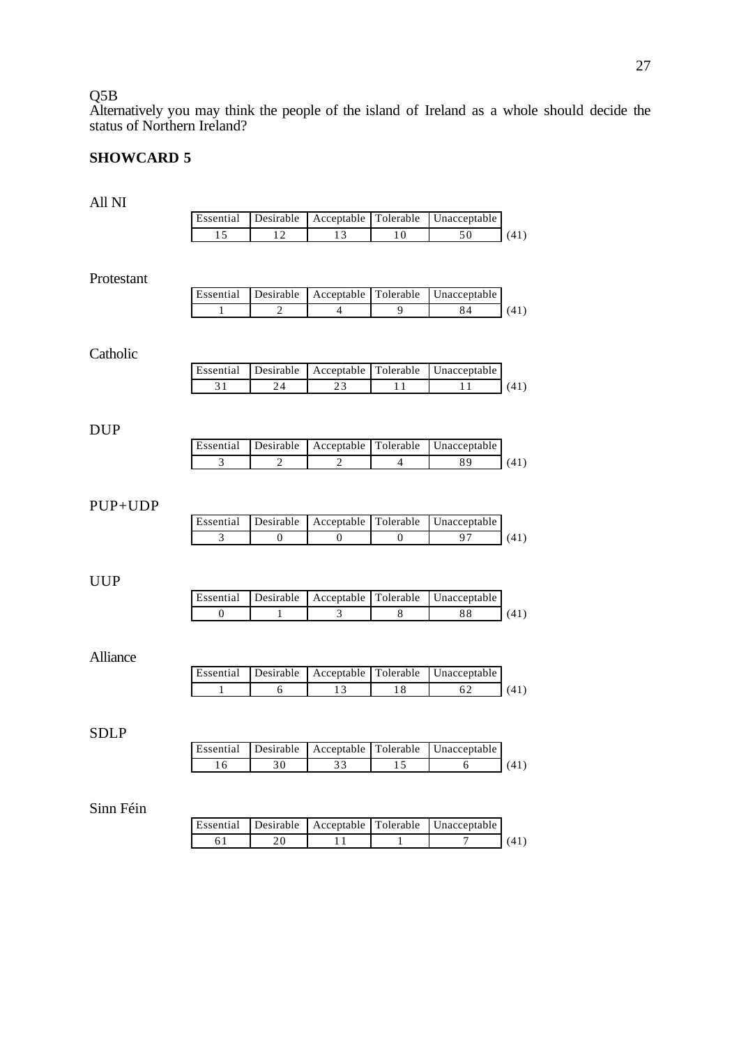Q5B
Alternatively you may think the people of the island of Ireland as a whole should decide the status of Northern Ireland?

**SHOWCARD 5**

All NI

| Essential | Desirable | Acceptable | Tolerable | Unacceptable | |
|---|---|---|---|---|---|
| 15 | 12 | 13 | 10 | 50 | (41) |

Protestant

| Essential | Desirable | Acceptable | Tolerable | Unacceptable | |
|---|---|---|---|---|---|
| 1 | 2 | 4 | 9 | 84 | (41) |

Catholic

| Essential | Desirable | Acceptable | Tolerable | Unacceptable | |
|---|---|---|---|---|---|
| 31 | 24 | 23 | 11 | 11 | (41) |

DUP

| Essential | Desirable | Acceptable | Tolerable | Unacceptable | |
|---|---|---|---|---|---|
| 3 | 2 | 2 | 4 | 89 | (41) |

PUP+UDP

| Essential | Desirable | Acceptable | Tolerable | Unacceptable | |
|---|---|---|---|---|---|
| 3 | 0 | 0 | 0 | 97 | (41) |

UUP

| Essential | Desirable | Acceptable | Tolerable | Unacceptable | |
|---|---|---|---|---|---|
| 0 | 1 | 3 | 8 | 88 | (41) |

Alliance

| Essential | Desirable | Acceptable | Tolerable | Unacceptable | |
|---|---|---|---|---|---|
| 1 | 6 | 13 | 18 | 62 | (41) |

SDLP

| Essential | Desirable | Acceptable | Tolerable | Unacceptable | |
|---|---|---|---|---|---|
| 16 | 30 | 33 | 15 | 6 | (41) |

Sinn Féin

| Essential | Desirable | Acceptable | Tolerable | Unacceptable | |
|---|---|---|---|---|---|
| 61 | 20 | 11 | 1 | 7 | (41) |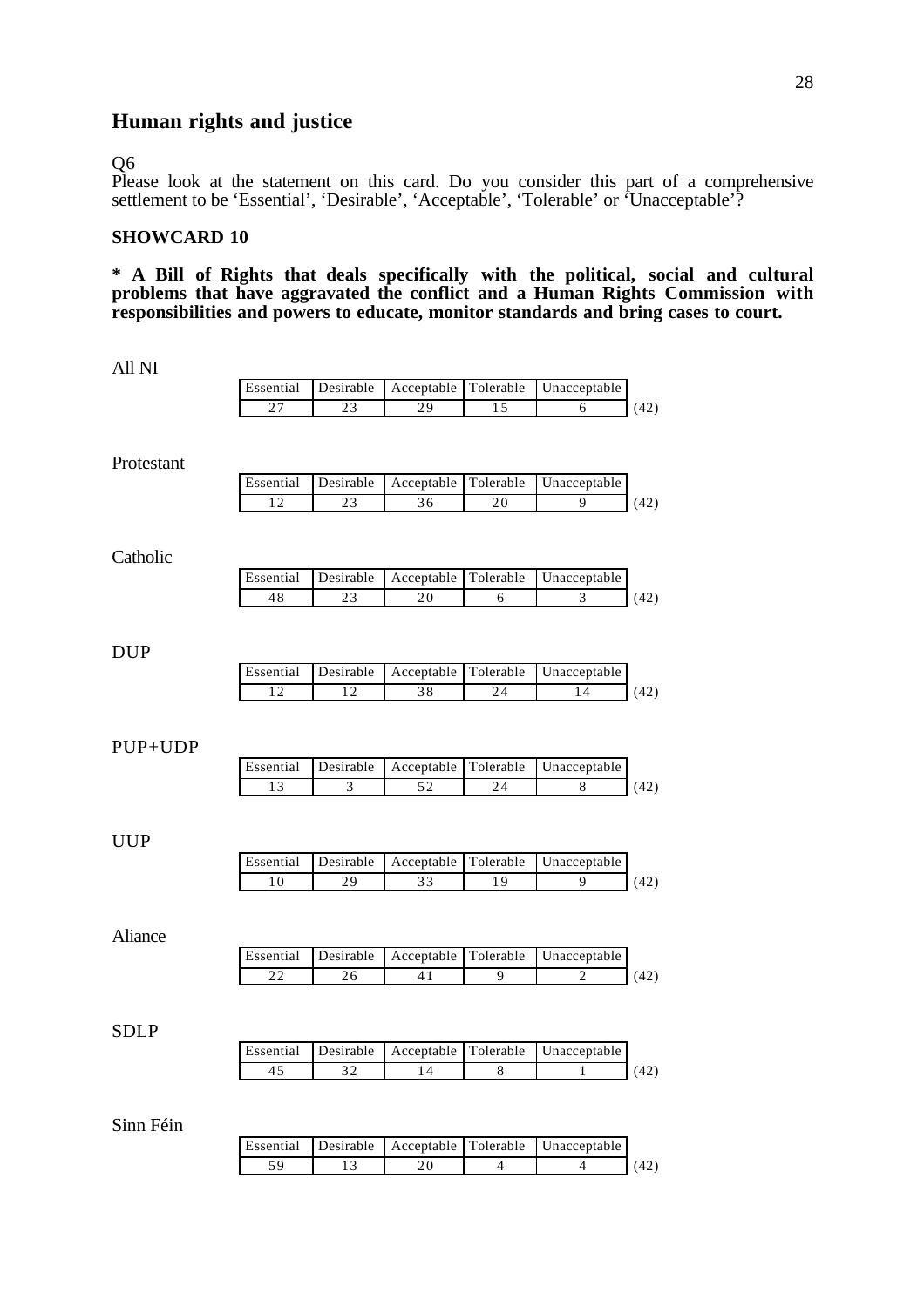## Human rights and justice

Q6
Please look at the statement on this card. Do you consider this part of a comprehensive settlement to be 'Essential', 'Desirable', 'Acceptable', 'Tolerable' or 'Unacceptable'?

### SHOWCARD 10

**\* A Bill of Rights that deals specifically with the political, social and cultural problems that have aggravated the conflict and a Human Rights Commission with responsibilities and powers to educate, monitor standards and bring cases to court.**

All NI

| Essential | Desirable | Acceptable | Tolerable | Unacceptable | |
|---|---|---|---|---|---|
| 27 | 23 | 29 | 15 | 6 | (42) |

Protestant

| Essential | Desirable | Acceptable | Tolerable | Unacceptable | |
|---|---|---|---|---|---|
| 12 | 23 | 36 | 20 | 9 | (42) |

Catholic

| Essential | Desirable | Acceptable | Tolerable | Unacceptable | |
|---|---|---|---|---|---|
| 48 | 23 | 20 | 6 | 3 | (42) |

DUP

| Essential | Desirable | Acceptable | Tolerable | Unacceptable | |
|---|---|---|---|---|---|
| 12 | 12 | 38 | 24 | 14 | (42) |

PUP+UDP

| Essential | Desirable | Acceptable | Tolerable | Unacceptable | |
|---|---|---|---|---|---|
| 13 | 3 | 52 | 24 | 8 | (42) |

UUP

| Essential | Desirable | Acceptable | Tolerable | Unacceptable | |
|---|---|---|---|---|---|
| 10 | 29 | 33 | 19 | 9 | (42) |

Aliance

| Essential | Desirable | Acceptable | Tolerable | Unacceptable | |
|---|---|---|---|---|---|
| 22 | 26 | 41 | 9 | 2 | (42) |

SDLP

| Essential | Desirable | Acceptable | Tolerable | Unacceptable | |
|---|---|---|---|---|---|
| 45 | 32 | 14 | 8 | 1 | (42) |

Sinn Féin

| Essential | Desirable | Acceptable | Tolerable | Unacceptable | |
|---|---|---|---|---|---|
| 59 | 13 | 20 | 4 | 4 | (42) |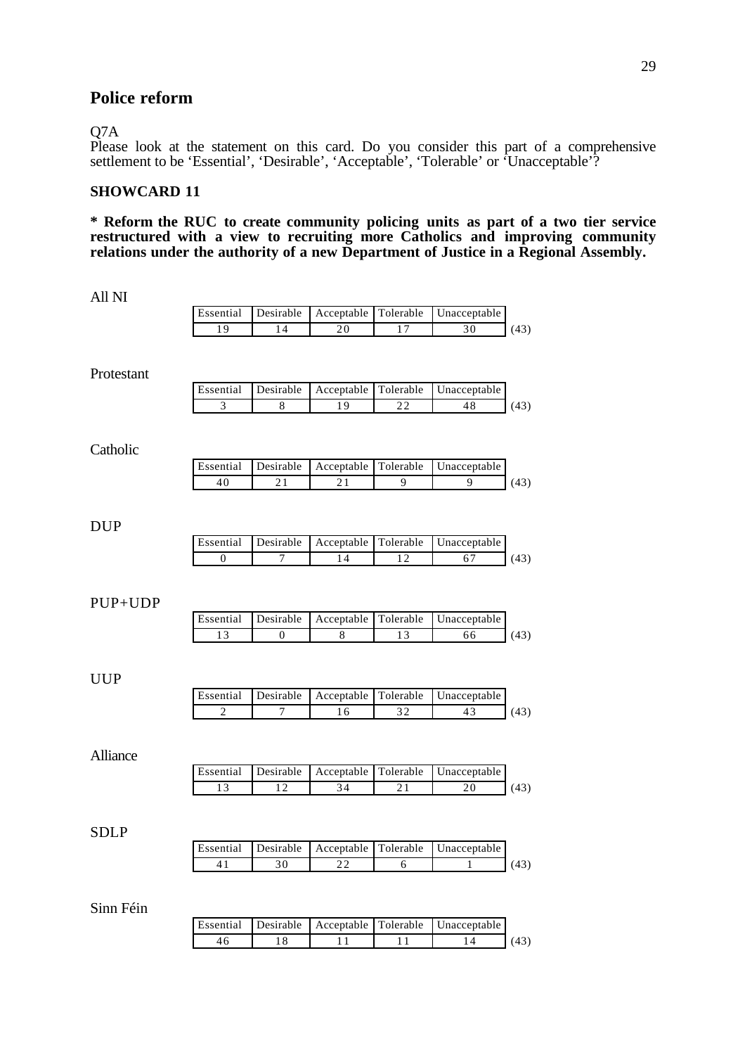## Police reform

Q7A
Please look at the statement on this card. Do you consider this part of a comprehensive settlement to be 'Essential', 'Desirable', 'Acceptable', 'Tolerable' or 'Unacceptable'?

### SHOWCARD 11

**\* Reform the RUC to create community policing units as part of a two tier service restructured with a view to recruiting more Catholics and improving community relations under the authority of a new Department of Justice in a Regional Assembly.**

All NI

| Essential | Desirable | Acceptable | Tolerable | Unacceptable | |
|---|---|---|---|---|---|
| 19 | 14 | 20 | 17 | 30 | (43) |

Protestant

| Essential | Desirable | Acceptable | Tolerable | Unacceptable | |
|---|---|---|---|---|---|
| 3 | 8 | 19 | 22 | 48 | (43) |

Catholic

| Essential | Desirable | Acceptable | Tolerable | Unacceptable | |
|---|---|---|---|---|---|
| 40 | 21 | 21 | 9 | 9 | (43) |

DUP

| Essential | Desirable | Acceptable | Tolerable | Unacceptable | |
|---|---|---|---|---|---|
| 0 | 7 | 14 | 12 | 67 | (43) |

PUP+UDP

| Essential | Desirable | Acceptable | Tolerable | Unacceptable | |
|---|---|---|---|---|---|
| 13 | 0 | 8 | 13 | 66 | (43) |

UUP

| Essential | Desirable | Acceptable | Tolerable | Unacceptable | |
|---|---|---|---|---|---|
| 2 | 7 | 16 | 32 | 43 | (43) |

Alliance

| Essential | Desirable | Acceptable | Tolerable | Unacceptable | |
|---|---|---|---|---|---|
| 13 | 12 | 34 | 21 | 20 | (43) |

SDLP

| Essential | Desirable | Acceptable | Tolerable | Unacceptable | |
|---|---|---|---|---|---|
| 41 | 30 | 22 | 6 | 1 | (43) |

Sinn Féin

| Essential | Desirable | Acceptable | Tolerable | Unacceptable | |
|---|---|---|---|---|---|
| 46 | 18 | 11 | 11 | 14 | (43) |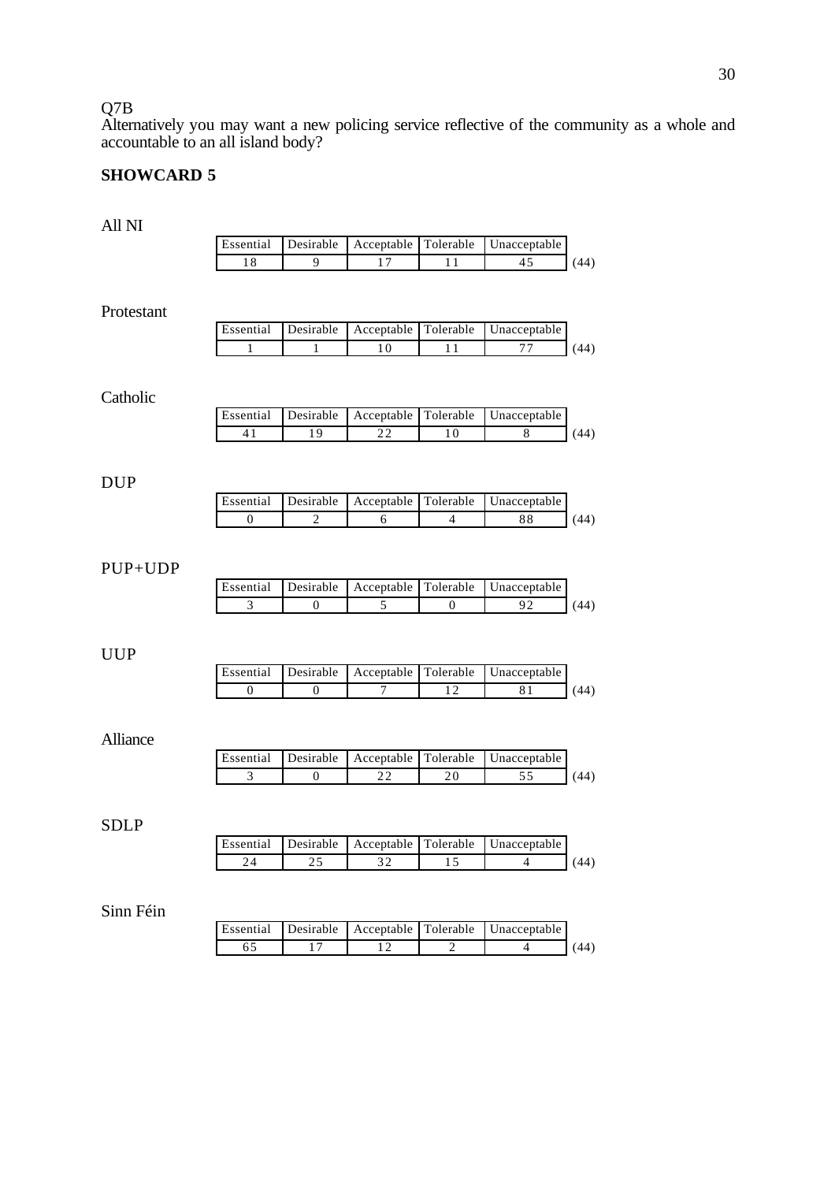Q7B
Alternatively you may want a new policing service reflective of the community as a whole and accountable to an all island body?

**SHOWCARD 5**

All NI

| Essential | Desirable | Acceptable | Tolerable | Unacceptable | |
|---|---|---|---|---|---|
| 18 | 9 | 17 | 11 | 45 | (44) |

Protestant

| Essential | Desirable | Acceptable | Tolerable | Unacceptable | |
|---|---|---|---|---|---|
| 1 | 1 | 10 | 11 | 77 | (44) |

Catholic

| Essential | Desirable | Acceptable | Tolerable | Unacceptable | |
|---|---|---|---|---|---|
| 41 | 19 | 22 | 10 | 8 | (44) |

DUP

| Essential | Desirable | Acceptable | Tolerable | Unacceptable | |
|---|---|---|---|---|---|
| 0 | 2 | 6 | 4 | 88 | (44) |

PUP+UDP

| Essential | Desirable | Acceptable | Tolerable | Unacceptable | |
|---|---|---|---|---|---|
| 3 | 0 | 5 | 0 | 92 | (44) |

UUP

| Essential | Desirable | Acceptable | Tolerable | Unacceptable | |
|---|---|---|---|---|---|
| 0 | 0 | 7 | 12 | 81 | (44) |

Alliance

| Essential | Desirable | Acceptable | Tolerable | Unacceptable | |
|---|---|---|---|---|---|
| 3 | 0 | 22 | 20 | 55 | (44) |

SDLP

| Essential | Desirable | Acceptable | Tolerable | Unacceptable | |
|---|---|---|---|---|---|
| 24 | 25 | 32 | 15 | 4 | (44) |

Sinn Féin

| Essential | Desirable | Acceptable | Tolerable | Unacceptable | |
|---|---|---|---|---|---|
| 65 | 17 | 12 | 2 | 4 | (44) |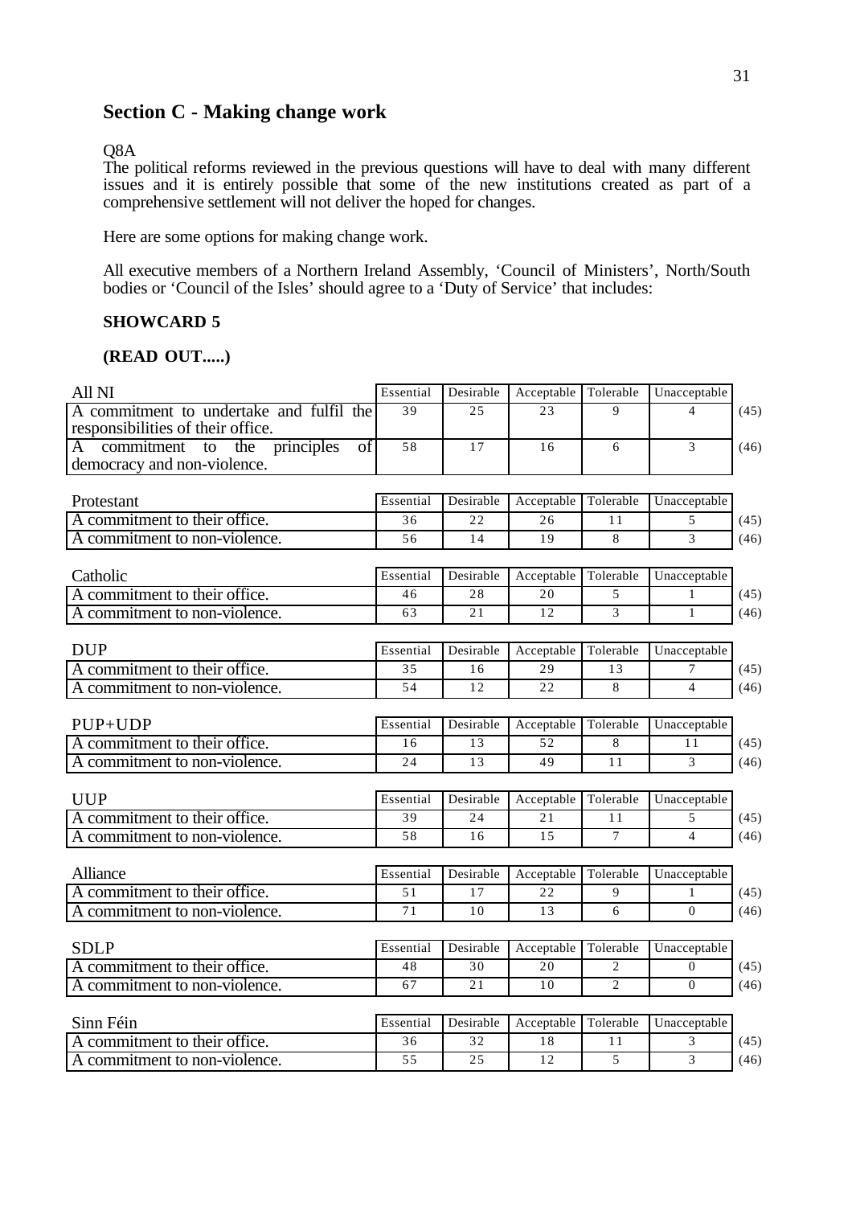## Section C - Making change work

Q8A

The political reforms reviewed in the previous questions will have to deal with many different issues and it is entirely possible that some of the new institutions created as part of a comprehensive settlement will not deliver the hoped for changes.

Here are some options for making change work.

All executive members of a Northern Ireland Assembly, 'Council of Ministers', North/South bodies or 'Council of the Isles' should agree to a 'Duty of Service' that includes:

**SHOWCARD 5**

**(READ OUT.....)**

| All NI | Essential | Desirable | Acceptable | Tolerable | Unacceptable | |
|---|---|---|---|---|---|---|
| A commitment to undertake and fulfil the responsibilities of their office. | 39 | 25 | 23 | 9 | 4 | (45) |
| A commitment to the principles of democracy and non-violence. | 58 | 17 | 16 | 6 | 3 | (46) |

| Protestant | Essential | Desirable | Acceptable | Tolerable | Unacceptable | |
|---|---|---|---|---|---|---|
| A commitment to their office. | 36 | 22 | 26 | 11 | 5 | (45) |
| A commitment to non-violence. | 56 | 14 | 19 | 8 | 3 | (46) |

| Catholic | Essential | Desirable | Acceptable | Tolerable | Unacceptable | |
|---|---|---|---|---|---|---|
| A commitment to their office. | 46 | 28 | 20 | 5 | 1 | (45) |
| A commitment to non-violence. | 63 | 21 | 12 | 3 | 1 | (46) |

| DUP | Essential | Desirable | Acceptable | Tolerable | Unacceptable | |
|---|---|---|---|---|---|---|
| A commitment to their office. | 35 | 16 | 29 | 13 | 7 | (45) |
| A commitment to non-violence. | 54 | 12 | 22 | 8 | 4 | (46) |

| PUP+UDP | Essential | Desirable | Acceptable | Tolerable | Unacceptable | |
|---|---|---|---|---|---|---|
| A commitment to their office. | 16 | 13 | 52 | 8 | 11 | (45) |
| A commitment to non-violence. | 24 | 13 | 49 | 11 | 3 | (46) |

| UUP | Essential | Desirable | Acceptable | Tolerable | Unacceptable | |
|---|---|---|---|---|---|---|
| A commitment to their office. | 39 | 24 | 21 | 11 | 5 | (45) |
| A commitment to non-violence. | 58 | 16 | 15 | 7 | 4 | (46) |

| Alliance | Essential | Desirable | Acceptable | Tolerable | Unacceptable | |
|---|---|---|---|---|---|---|
| A commitment to their office. | 51 | 17 | 22 | 9 | 1 | (45) |
| A commitment to non-violence. | 71 | 10 | 13 | 6 | 0 | (46) |

| SDLP | Essential | Desirable | Acceptable | Tolerable | Unacceptable | |
|---|---|---|---|---|---|---|
| A commitment to their office. | 48 | 30 | 20 | 2 | 0 | (45) |
| A commitment to non-violence. | 67 | 21 | 10 | 2 | 0 | (46) |

| Sinn Féin | Essential | Desirable | Acceptable | Tolerable | Unacceptable | |
|---|---|---|---|---|---|---|
| A commitment to their office. | 36 | 32 | 18 | 11 | 3 | (45) |
| A commitment to non-violence. | 55 | 25 | 12 | 5 | 3 | (46) |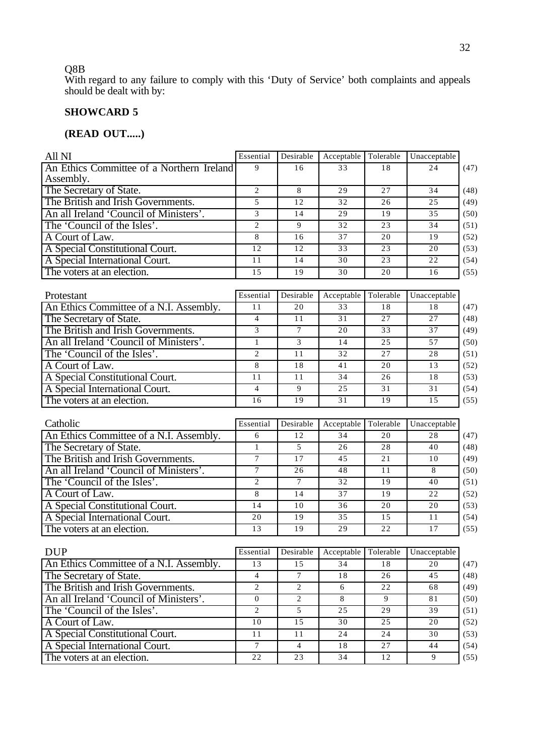Q8B

With regard to any failure to comply with this 'Duty of Service' both complaints and appeals should be dealt with by:

**SHOWCARD 5**

**(READ OUT.....)**

| All NI | Essential | Desirable | Acceptable | Tolerable | Unacceptable | |
|---|---|---|---|---|---|---|
| An Ethics Committee of a Northern Ireland Assembly. | 9 | 16 | 33 | 18 | 24 | (47) |
| The Secretary of State. | 2 | 8 | 29 | 27 | 34 | (48) |
| The British and Irish Governments. | 5 | 12 | 32 | 26 | 25 | (49) |
| An all Ireland 'Council of Ministers'. | 3 | 14 | 29 | 19 | 35 | (50) |
| The 'Council of the Isles'. | 2 | 9 | 32 | 23 | 34 | (51) |
| A Court of Law. | 8 | 16 | 37 | 20 | 19 | (52) |
| A Special Constitutional Court. | 12 | 12 | 33 | 23 | 20 | (53) |
| A Special International Court. | 11 | 14 | 30 | 23 | 22 | (54) |
| The voters at an election. | 15 | 19 | 30 | 20 | 16 | (55) |

| Protestant | Essential | Desirable | Acceptable | Tolerable | Unacceptable | |
|---|---|---|---|---|---|---|
| An Ethics Committee of a N.I. Assembly. | 11 | 20 | 33 | 18 | 18 | (47) |
| The Secretary of State. | 4 | 11 | 31 | 27 | 27 | (48) |
| The British and Irish Governments. | 3 | 7 | 20 | 33 | 37 | (49) |
| An all Ireland 'Council of Ministers'. | 1 | 3 | 14 | 25 | 57 | (50) |
| The 'Council of the Isles'. | 2 | 11 | 32 | 27 | 28 | (51) |
| A Court of Law. | 8 | 18 | 41 | 20 | 13 | (52) |
| A Special Constitutional Court. | 11 | 11 | 34 | 26 | 18 | (53) |
| A Special International Court. | 4 | 9 | 25 | 31 | 31 | (54) |
| The voters at an election. | 16 | 19 | 31 | 19 | 15 | (55) |

| Catholic | Essential | Desirable | Acceptable | Tolerable | Unacceptable | |
|---|---|---|---|---|---|---|
| An Ethics Committee of a N.I. Assembly. | 6 | 12 | 34 | 20 | 28 | (47) |
| The Secretary of State. | 1 | 5 | 26 | 28 | 40 | (48) |
| The British and Irish Governments. | 7 | 17 | 45 | 21 | 10 | (49) |
| An all Ireland 'Council of Ministers'. | 7 | 26 | 48 | 11 | 8 | (50) |
| The 'Council of the Isles'. | 2 | 7 | 32 | 19 | 40 | (51) |
| A Court of Law. | 8 | 14 | 37 | 19 | 22 | (52) |
| A Special Constitutional Court. | 14 | 10 | 36 | 20 | 20 | (53) |
| A Special International Court. | 20 | 19 | 35 | 15 | 11 | (54) |
| The voters at an election. | 13 | 19 | 29 | 22 | 17 | (55) |

| DUP | Essential | Desirable | Acceptable | Tolerable | Unacceptable | |
|---|---|---|---|---|---|---|
| An Ethics Committee of a N.I. Assembly. | 13 | 15 | 34 | 18 | 20 | (47) |
| The Secretary of State. | 4 | 7 | 18 | 26 | 45 | (48) |
| The British and Irish Governments. | 2 | 2 | 6 | 22 | 68 | (49) |
| An all Ireland 'Council of Ministers'. | 0 | 2 | 8 | 9 | 81 | (50) |
| The 'Council of the Isles'. | 2 | 5 | 25 | 29 | 39 | (51) |
| A Court of Law. | 10 | 15 | 30 | 25 | 20 | (52) |
| A Special Constitutional Court. | 11 | 11 | 24 | 24 | 30 | (53) |
| A Special International Court. | 7 | 4 | 18 | 27 | 44 | (54) |
| The voters at an election. | 22 | 23 | 34 | 12 | 9 | (55) |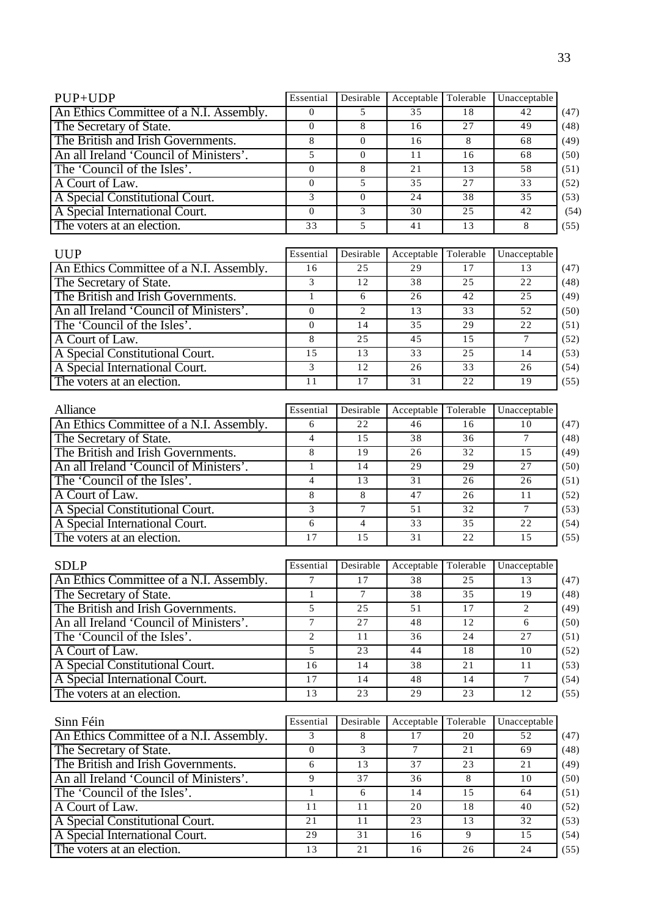| PUP+UDP | Essential | Desirable | Acceptable | Tolerable | Unacceptable | |
|---|---|---|---|---|---|---|
| An Ethics Committee of a N.I. Assembly. | 0 | 5 | 35 | 18 | 42 | (47) |
| The Secretary of State. | 0 | 8 | 16 | 27 | 49 | (48) |
| The British and Irish Governments. | 8 | 0 | 16 | 8 | 68 | (49) |
| An all Ireland 'Council of Ministers'. | 5 | 0 | 11 | 16 | 68 | (50) |
| The 'Council of the Isles'. | 0 | 8 | 21 | 13 | 58 | (51) |
| A Court of Law. | 0 | 5 | 35 | 27 | 33 | (52) |
| A Special Constitutional Court. | 3 | 0 | 24 | 38 | 35 | (53) |
| A Special International Court. | 0 | 3 | 30 | 25 | 42 | (54) |
| The voters at an election. | 33 | 5 | 41 | 13 | 8 | (55) |

| UUP | Essential | Desirable | Acceptable | Tolerable | Unacceptable | |
|---|---|---|---|---|---|---|
| An Ethics Committee of a N.I. Assembly. | 16 | 25 | 29 | 17 | 13 | (47) |
| The Secretary of State. | 3 | 12 | 38 | 25 | 22 | (48) |
| The British and Irish Governments. | 1 | 6 | 26 | 42 | 25 | (49) |
| An all Ireland 'Council of Ministers'. | 0 | 2 | 13 | 33 | 52 | (50) |
| The 'Council of the Isles'. | 0 | 14 | 35 | 29 | 22 | (51) |
| A Court of Law. | 8 | 25 | 45 | 15 | 7 | (52) |
| A Special Constitutional Court. | 15 | 13 | 33 | 25 | 14 | (53) |
| A Special International Court. | 3 | 12 | 26 | 33 | 26 | (54) |
| The voters at an election. | 11 | 17 | 31 | 22 | 19 | (55) |

| Alliance | Essential | Desirable | Acceptable | Tolerable | Unacceptable | |
|---|---|---|---|---|---|---|
| An Ethics Committee of a N.I. Assembly. | 6 | 22 | 46 | 16 | 10 | (47) |
| The Secretary of State. | 4 | 15 | 38 | 36 | 7 | (48) |
| The British and Irish Governments. | 8 | 19 | 26 | 32 | 15 | (49) |
| An all Ireland 'Council of Ministers'. | 1 | 14 | 29 | 29 | 27 | (50) |
| The 'Council of the Isles'. | 4 | 13 | 31 | 26 | 26 | (51) |
| A Court of Law. | 8 | 8 | 47 | 26 | 11 | (52) |
| A Special Constitutional Court. | 3 | 7 | 51 | 32 | 7 | (53) |
| A Special International Court. | 6 | 4 | 33 | 35 | 22 | (54) |
| The voters at an election. | 17 | 15 | 31 | 22 | 15 | (55) |

| SDLP | Essential | Desirable | Acceptable | Tolerable | Unacceptable | |
|---|---|---|---|---|---|---|
| An Ethics Committee of a N.I. Assembly. | 7 | 17 | 38 | 25 | 13 | (47) |
| The Secretary of State. | 1 | 7 | 38 | 35 | 19 | (48) |
| The British and Irish Governments. | 5 | 25 | 51 | 17 | 2 | (49) |
| An all Ireland 'Council of Ministers'. | 7 | 27 | 48 | 12 | 6 | (50) |
| The 'Council of the Isles'. | 2 | 11 | 36 | 24 | 27 | (51) |
| A Court of Law. | 5 | 23 | 44 | 18 | 10 | (52) |
| A Special Constitutional Court. | 16 | 14 | 38 | 21 | 11 | (53) |
| A Special International Court. | 17 | 14 | 48 | 14 | 7 | (54) |
| The voters at an election. | 13 | 23 | 29 | 23 | 12 | (55) |

| Sinn Féin | Essential | Desirable | Acceptable | Tolerable | Unacceptable | |
|---|---|---|---|---|---|---|
| An Ethics Committee of a N.I. Assembly. | 3 | 8 | 17 | 20 | 52 | (47) |
| The Secretary of State. | 0 | 3 | 7 | 21 | 69 | (48) |
| The British and Irish Governments. | 6 | 13 | 37 | 23 | 21 | (49) |
| An all Ireland 'Council of Ministers'. | 9 | 37 | 36 | 8 | 10 | (50) |
| The 'Council of the Isles'. | 1 | 6 | 14 | 15 | 64 | (51) |
| A Court of Law. | 11 | 11 | 20 | 18 | 40 | (52) |
| A Special Constitutional Court. | 21 | 11 | 23 | 13 | 32 | (53) |
| A Special International Court. | 29 | 31 | 16 | 9 | 15 | (54) |
| The voters at an election. | 13 | 21 | 16 | 26 | 24 | (55) |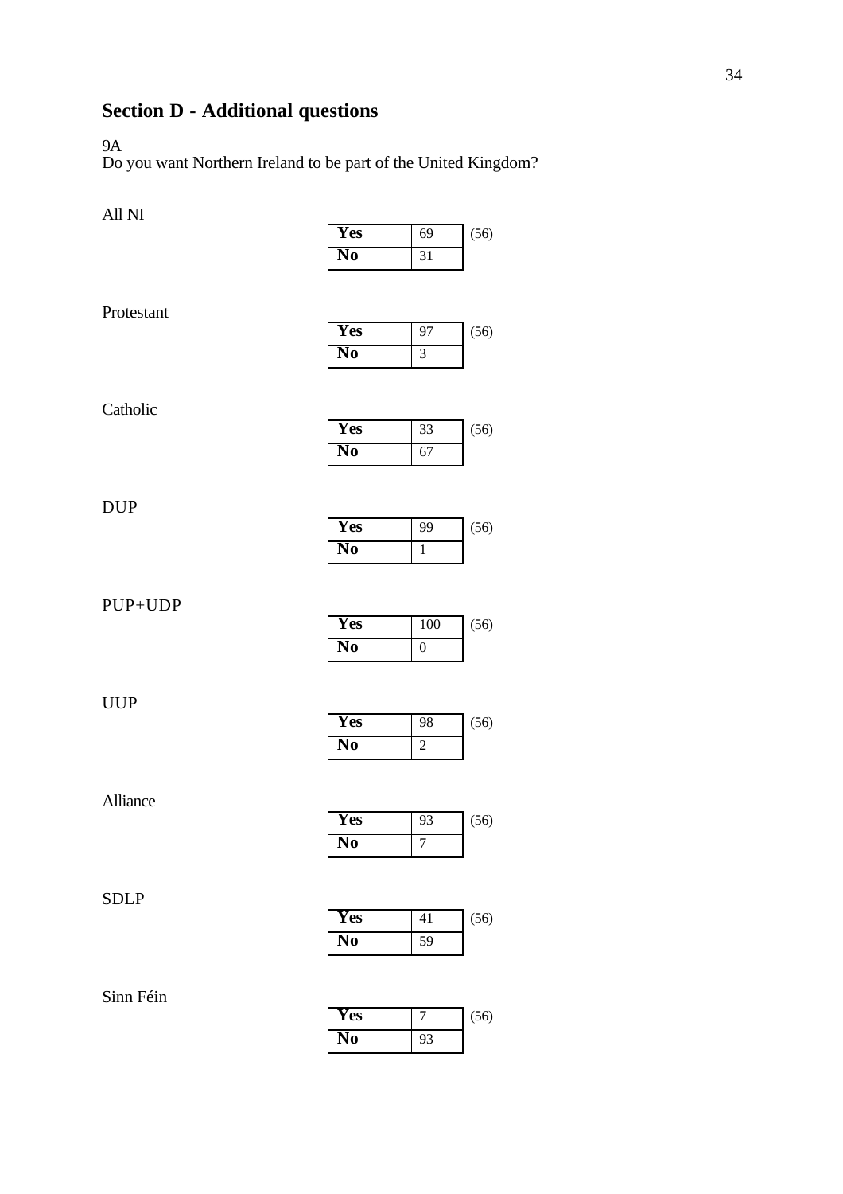## Section D - Additional questions

9A
Do you want Northern Ireland to be part of the United Kingdom?

All NI

| Yes | 69 | (56) |
|---|---|---|
| No | 31 | |

Protestant

| Yes | 97 | (56) |
|---|---|---|
| No | 3 | |

Catholic

| Yes | 33 | (56) |
|---|---|---|
| No | 67 | |

DUP

| Yes | 99 | (56) |
|---|---|---|
| No | 1 | |

PUP+UDP

| Yes | 100 | (56) |
|---|---|---|
| No | 0 | |

UUP

| Yes | 98 | (56) |
|---|---|---|
| No | 2 | |

Alliance

| Yes | 93 | (56) |
|---|---|---|
| No | 7 | |

SDLP

| Yes | 41 | (56) |
|---|---|---|
| No | 59 | |

Sinn Féin

| Yes | 7 | (56) |
|---|---|---|
| No | 93 | |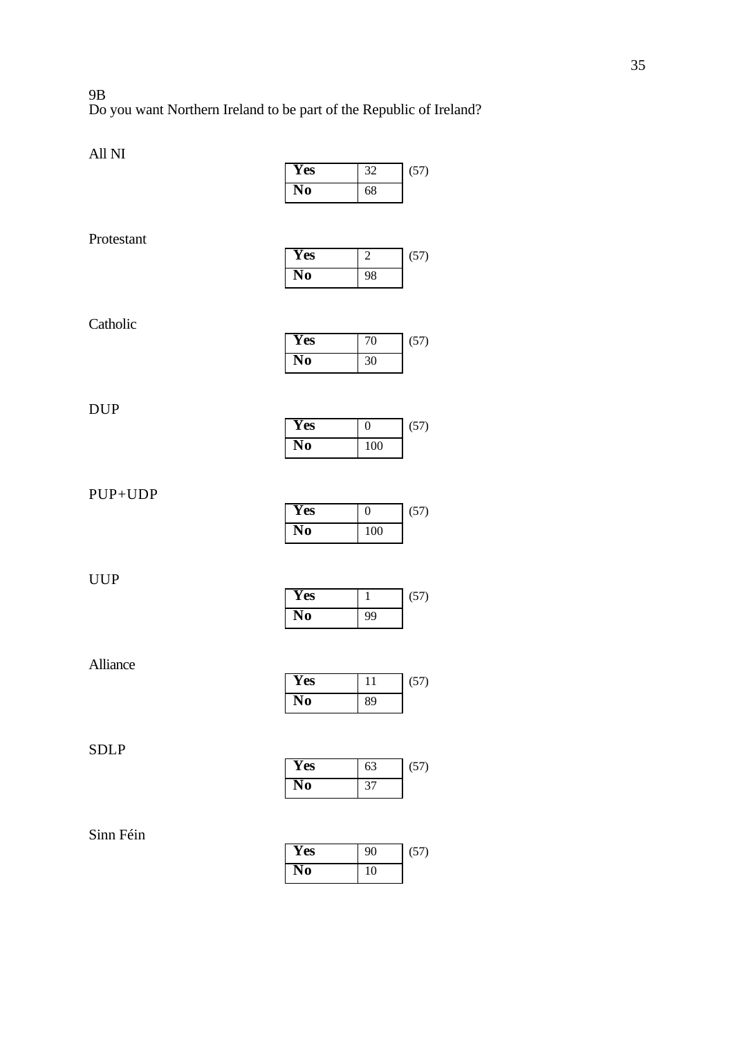9B

Do you want Northern Ireland to be part of the Republic of Ireland?

All NI

| Yes | 32 | (57) |
|---|---|---|
| No | 68 | |

Protestant

| Yes | 2 | (57) |
|---|---|---|
| No | 98 | |

Catholic

| Yes | 70 | (57) |
|---|---|---|
| No | 30 | |

DUP

| Yes | 0 | (57) |
|---|---|---|
| No | 100 | |

PUP+UDP

| Yes | 0 | (57) |
|---|---|---|
| No | 100 | |

UUP

| Yes | 1 | (57) |
|---|---|---|
| No | 99 | |

Alliance

| Yes | 11 | (57) |
|---|---|---|
| No | 89 | |

SDLP

| Yes | 63 | (57) |
|---|---|---|
| No | 37 | |

Sinn Féin

| Yes | 90 | (57) |
|---|---|---|
| No | 10 | |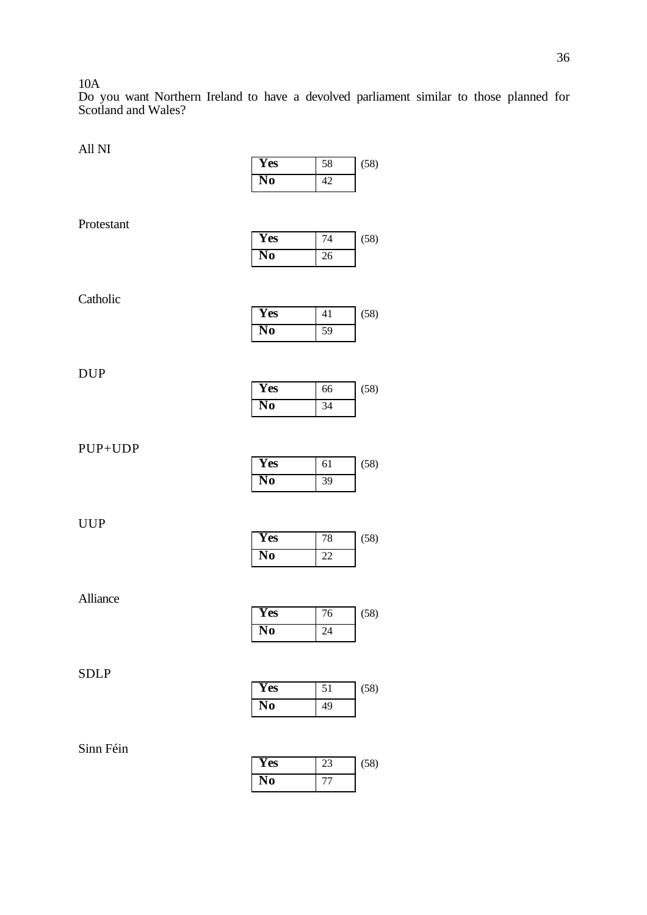10A

Do you want Northern Ireland to have a devolved parliament similar to those planned for Scotland and Wales?

All NI

| | | |
|---|---|---|
| **Yes** | 58 | (58) |
| **No** | 42 | |

Protestant

| | | |
|---|---|---|
| **Yes** | 74 | (58) |
| **No** | 26 | |

Catholic

| | | |
|---|---|---|
| **Yes** | 41 | (58) |
| **No** | 59 | |

DUP

| | | |
|---|---|---|
| **Yes** | 66 | (58) |
| **No** | 34 | |

PUP+UDP

| | | |
|---|---|---|
| **Yes** | 61 | (58) |
| **No** | 39 | |

UUP

| | | |
|---|---|---|
| **Yes** | 78 | (58) |
| **No** | 22 | |

Alliance

| | | |
|---|---|---|
| **Yes** | 76 | (58) |
| **No** | 24 | |

SDLP

| | | |
|---|---|---|
| **Yes** | 51 | (58) |
| **No** | 49 | |

Sinn Féin

| | | |
|---|---|---|
| **Yes** | 23 | (58) |
| **No** | 77 | |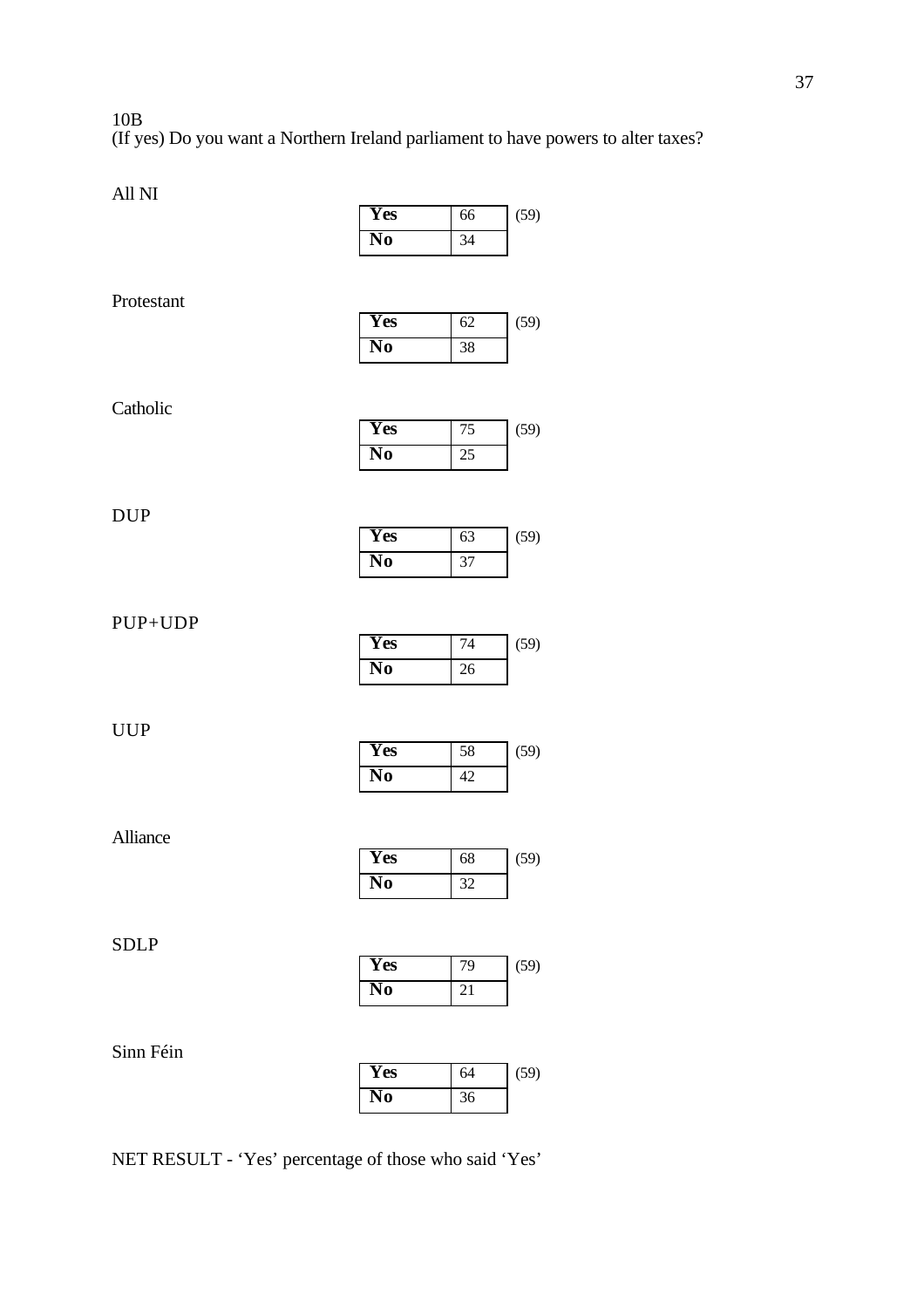10B
(If yes) Do you want a Northern Ireland parliament to have powers to alter taxes?

All NI

| | | |
|---|---|---|
| **Yes** | 66 | (59) |
| **No** | 34 | |

Protestant

| | | |
|---|---|---|
| **Yes** | 62 | (59) |
| **No** | 38 | |

Catholic

| | | |
|---|---|---|
| **Yes** | 75 | (59) |
| **No** | 25 | |

DUP

| | | |
|---|---|---|
| **Yes** | 63 | (59) |
| **No** | 37 | |

PUP+UDP

| | | |
|---|---|---|
| **Yes** | 74 | (59) |
| **No** | 26 | |

UUP

| | | |
|---|---|---|
| **Yes** | 58 | (59) |
| **No** | 42 | |

Alliance

| | | |
|---|---|---|
| **Yes** | 68 | (59) |
| **No** | 32 | |

SDLP

| | | |
|---|---|---|
| **Yes** | 79 | (59) |
| **No** | 21 | |

Sinn Féin

| | | |
|---|---|---|
| **Yes** | 64 | (59) |
| **No** | 36 | |

NET RESULT - 'Yes' percentage of those who said 'Yes'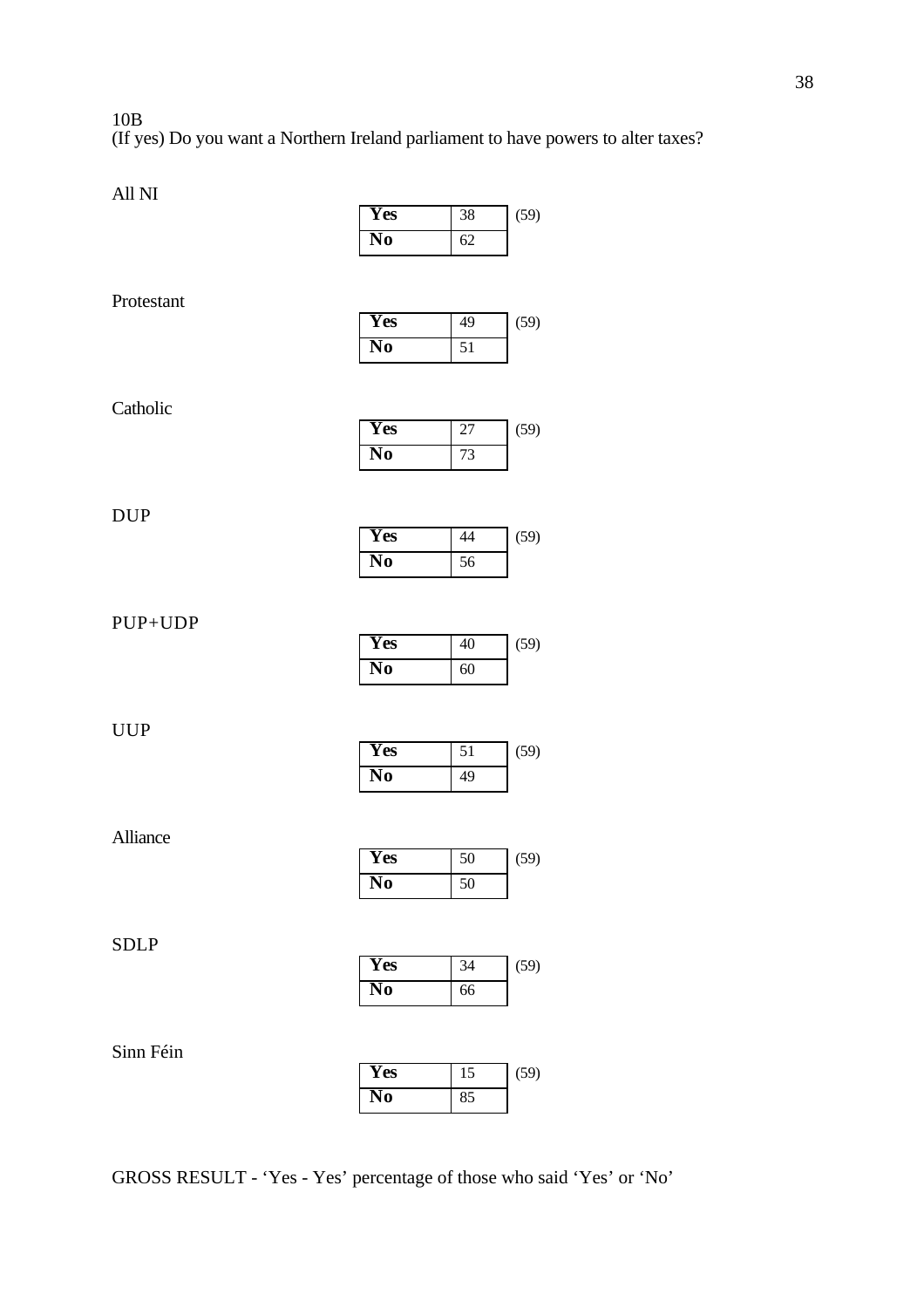10B
(If yes) Do you want a Northern Ireland parliament to have powers to alter taxes?

All NI

| **Yes** | 38 | (59) |
|---|---|---|
| **No** | 62 | |

Protestant

| **Yes** | 49 | (59) |
|---|---|---|
| **No** | 51 | |

Catholic

| **Yes** | 27 | (59) |
|---|---|---|
| **No** | 73 | |

DUP

| **Yes** | 44 | (59) |
|---|---|---|
| **No** | 56 | |

PUP+UDP

| **Yes** | 40 | (59) |
|---|---|---|
| **No** | 60 | |

UUP

| **Yes** | 51 | (59) |
|---|---|---|
| **No** | 49 | |

Alliance

| **Yes** | 50 | (59) |
|---|---|---|
| **No** | 50 | |

SDLP

| **Yes** | 34 | (59) |
|---|---|---|
| **No** | 66 | |

Sinn Féin

| **Yes** | 15 | (59) |
|---|---|---|
| **No** | 85 | |

GROSS RESULT - 'Yes - Yes' percentage of those who said 'Yes' or 'No'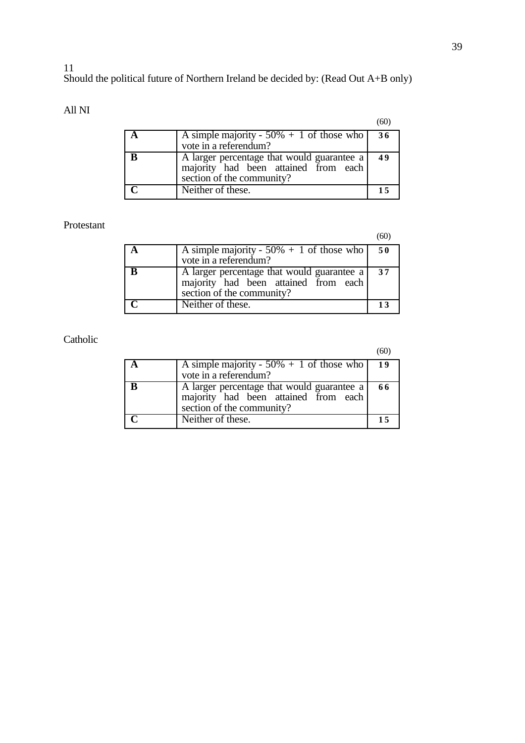11

Should the political future of Northern Ireland be decided by: (Read Out A+B only)

All NI

| | | (60) |
|---|---|---|
| **A** | A simple majority - 50% + 1 of those who vote in a referendum? | **36** |
| **B** | A larger percentage that would guarantee a majority had been attained from each section of the community? | **49** |
| **C** | Neither of these. | **15** |

Protestant

| | | (60) |
|---|---|---|
| **A** | A simple majority - 50% + 1 of those who vote in a referendum? | **50** |
| **B** | A larger percentage that would guarantee a majority had been attained from each section of the community? | **37** |
| **C** | Neither of these. | **13** |

Catholic

| | | (60) |
|---|---|---|
| **A** | A simple majority - 50% + 1 of those who vote in a referendum? | **19** |
| **B** | A larger percentage that would guarantee a majority had been attained from each section of the community? | **66** |
| **C** | Neither of these. | **15** |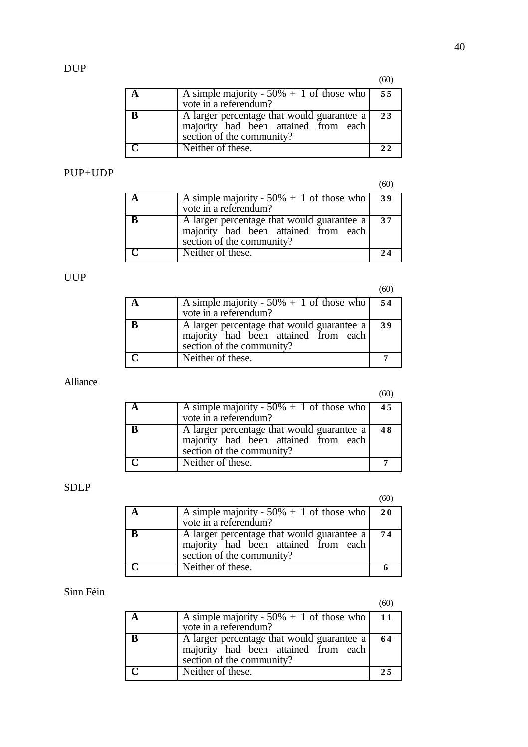DUP

| | | (60) |
|---|---|---|
| **A** | A simple majority - 50% + 1 of those who vote in a referendum? | **55** |
| **B** | A larger percentage that would guarantee a majority had been attained from each section of the community? | **23** |
| **C** | Neither of these. | **22** |

PUP+UDP

| | | (60) |
|---|---|---|
| **A** | A simple majority - 50% + 1 of those who vote in a referendum? | **39** |
| **B** | A larger percentage that would guarantee a majority had been attained from each section of the community? | **37** |
| **C** | Neither of these. | **24** |

UUP

| | | (60) |
|---|---|---|
| **A** | A simple majority - 50% + 1 of those who vote in a referendum? | **54** |
| **B** | A larger percentage that would guarantee a majority had been attained from each section of the community? | **39** |
| **C** | Neither of these. | **7** |

Alliance

| | | (60) |
|---|---|---|
| **A** | A simple majority - 50% + 1 of those who vote in a referendum? | **45** |
| **B** | A larger percentage that would guarantee a majority had been attained from each section of the community? | **48** |
| **C** | Neither of these. | **7** |

SDLP

| | | (60) |
|---|---|---|
| **A** | A simple majority - 50% + 1 of those who vote in a referendum? | **20** |
| **B** | A larger percentage that would guarantee a majority had been attained from each section of the community? | **74** |
| **C** | Neither of these. | **6** |

Sinn Féin

| | | (60) |
|---|---|---|
| **A** | A simple majority - 50% + 1 of those who vote in a referendum? | **11** |
| **B** | A larger percentage that would guarantee a majority had been attained from each section of the community? | **64** |
| **C** | Neither of these. | **25** |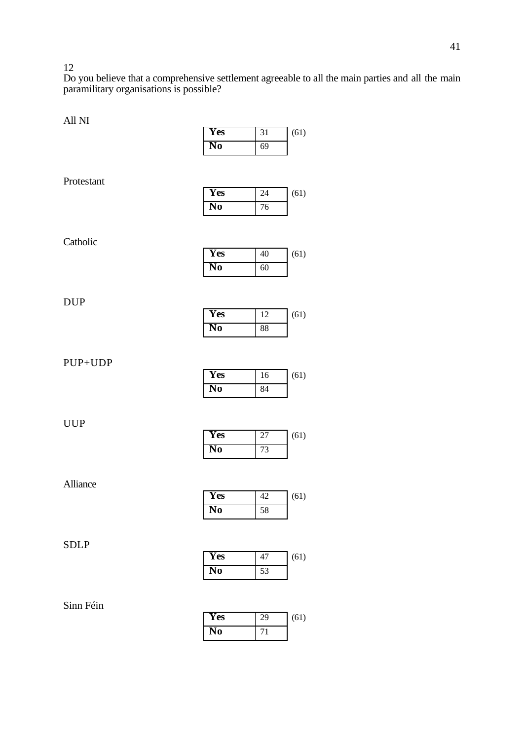12

Do you believe that a comprehensive settlement agreeable to all the main parties and all the main paramilitary organisations is possible?

All NI

| | | |
|---|---|---|
| **Yes** | 31 | (61) |
| **No** | 69 | |

Protestant

| | | |
|---|---|---|
| **Yes** | 24 | (61) |
| **No** | 76 | |

Catholic

| | | |
|---|---|---|
| **Yes** | 40 | (61) |
| **No** | 60 | |

DUP

| | | |
|---|---|---|
| **Yes** | 12 | (61) |
| **No** | 88 | |

PUP+UDP

| | | |
|---|---|---|
| **Yes** | 16 | (61) |
| **No** | 84 | |

UUP

| | | |
|---|---|---|
| **Yes** | 27 | (61) |
| **No** | 73 | |

Alliance

| | | |
|---|---|---|
| **Yes** | 42 | (61) |
| **No** | 58 | |

SDLP

| | | |
|---|---|---|
| **Yes** | 47 | (61) |
| **No** | 53 | |

Sinn Féin

| | | |
|---|---|---|
| **Yes** | 29 | (61) |
| **No** | 71 | |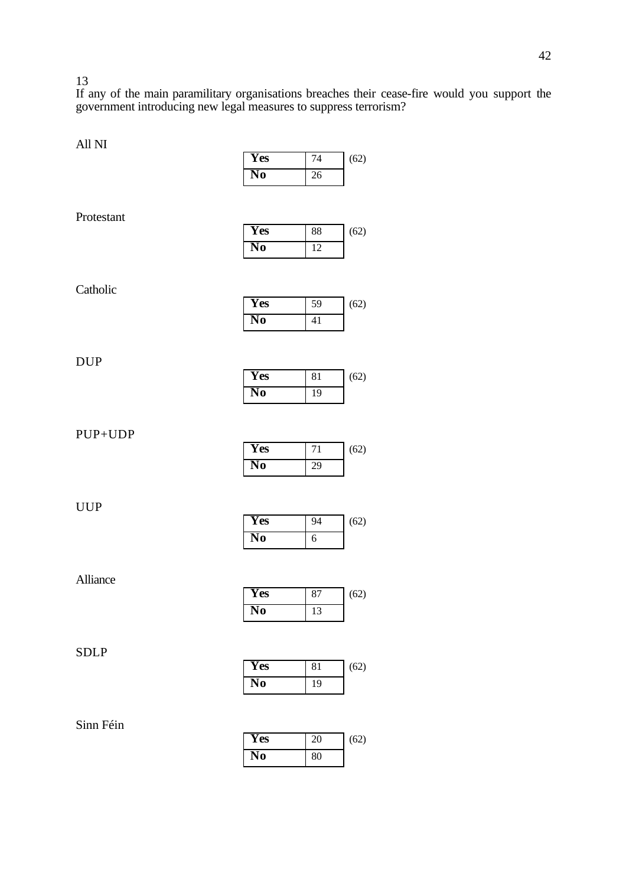13

If any of the main paramilitary organisations breaches their cease-fire would you support the government introducing new legal measures to suppress terrorism?

All NI

| | | |
|---|---|---|
| **Yes** | 74 | (62) |
| **No** | 26 | |

Protestant

| | | |
|---|---|---|
| **Yes** | 88 | (62) |
| **No** | 12 | |

Catholic

| | | |
|---|---|---|
| **Yes** | 59 | (62) |
| **No** | 41 | |

DUP

| | | |
|---|---|---|
| **Yes** | 81 | (62) |
| **No** | 19 | |

PUP+UDP

| | | |
|---|---|---|
| **Yes** | 71 | (62) |
| **No** | 29 | |

UUP

| | | |
|---|---|---|
| **Yes** | 94 | (62) |
| **No** | 6 | |

Alliance

| | | |
|---|---|---|
| **Yes** | 87 | (62) |
| **No** | 13 | |

SDLP

| | | |
|---|---|---|
| **Yes** | 81 | (62) |
| **No** | 19 | |

Sinn Féin

| | | |
|---|---|---|
| **Yes** | 20 | (62) |
| **No** | 80 | |